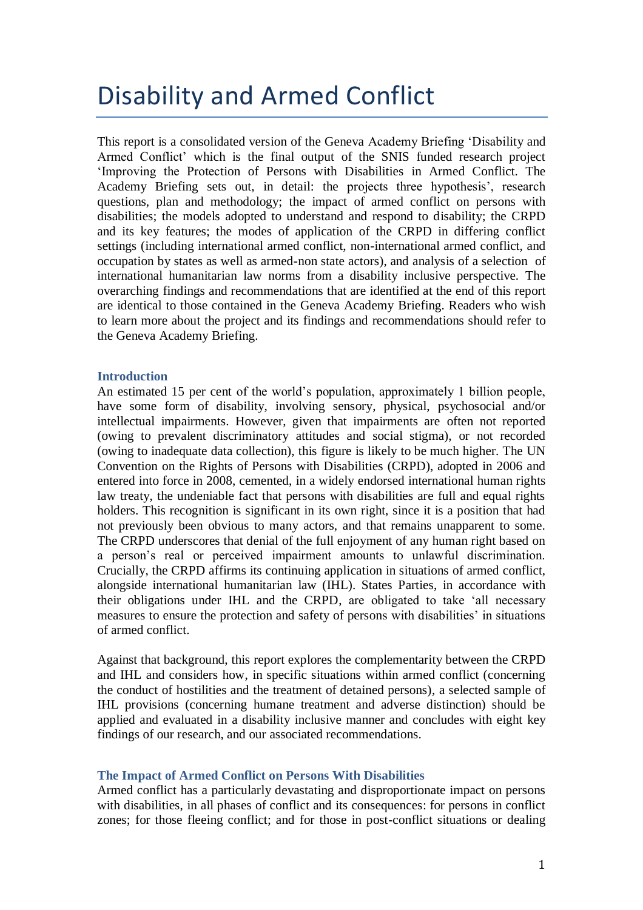# Disability and Armed Conflict

This report is a consolidated version of the Geneva Academy Briefing 'Disability and Armed Conflict' which is the final output of the SNIS funded research project 'Improving the Protection of Persons with Disabilities in Armed Conflict. The Academy Briefing sets out, in detail: the projects three hypothesis', research questions, plan and methodology; the impact of armed conflict on persons with disabilities; the models adopted to understand and respond to disability; the CRPD and its key features; the modes of application of the CRPD in differing conflict settings (including international armed conflict, non-international armed conflict, and occupation by states as well as armed-non state actors), and analysis of a selection of international humanitarian law norms from a disability inclusive perspective. The overarching findings and recommendations that are identified at the end of this report are identical to those contained in the Geneva Academy Briefing. Readers who wish to learn more about the project and its findings and recommendations should refer to the Geneva Academy Briefing.

### Introduction

An estimated 15 per cent of the world's population, approximately 1 billion people, have some form of disability, involving sensory, physical, psychosocial and/or intellectual impairments. However, given that impairments are often not reported (owing to prevalent discriminatory attitudes and social stigma), or not recorded (owing to inadequate data collection), this figure is likely to be much higher. The UN Convention on the Rights of Persons with Disabilities (CRPD), adopted in 2006 and entered into force in 2008, cemented, in a widely endorsed international human rights law treaty, the undeniable fact that persons with disabilities are full and equal rights holders. This recognition is significant in its own right, since it is a position that had not previously been obvious to many actors, and that remains unapparent to some. The CRPD underscores that denial of the full enjoyment of any human right based on a person's real or perceived impairment amounts to unlawful discrimination. Crucially, the CRPD affirms its continuing application in situations of armed conflict, alongside international humanitarian law (IHL). States Parties, in accordance with their obligations under IHL and the CRPD, are obligated to take 'all necessary measures to ensure the protection and safety of persons with disabilities' in situations of armed conflict.

Against that background, this report explores the complementarity between the CRPD and IHL and considers how, in specific situations within armed conflict (concerning the conduct of hostilities and the treatment of detained persons), a selected sample of IHL provisions (concerning humane treatment and adverse distinction) should be applied and evaluated in a disability inclusive manner and concludes with eight key findings of our research, and our associated recommendations.

### The Impact of Armed Conflict on Persons With Disabilities

Armed conflict has a particularly devastating and disproportionate impact on persons with disabilities, in all phases of conflict and its consequences: for persons in conflict zones; for those fleeing conflict; and for those in post-conflict situations or dealing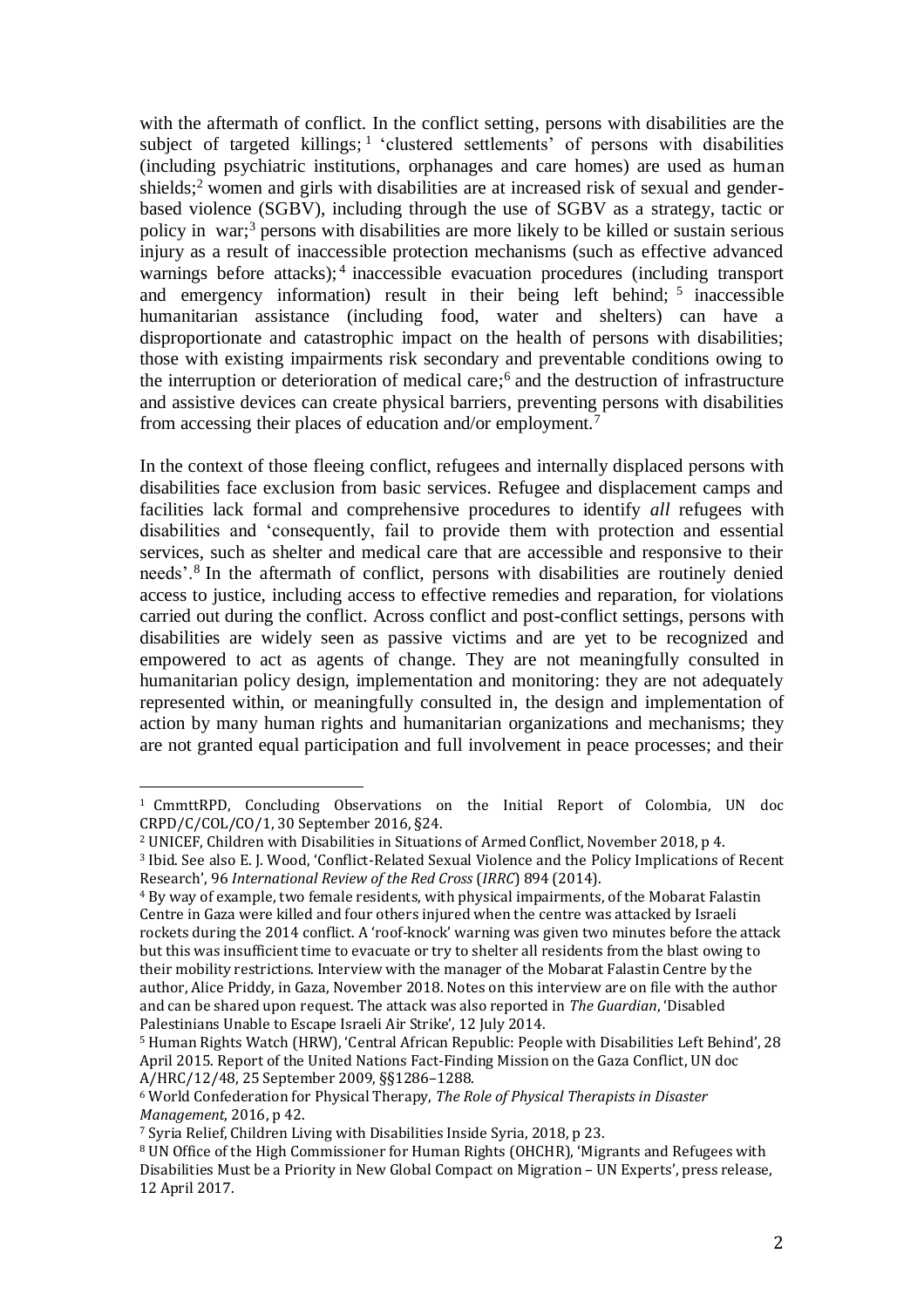with the aftermath of conflict. In the conflict setting, persons with disabilities are the subject of targeted killings;[1] 'clustered settlements' of persons with disabilities (including psychiatric institutions, orphanages and care homes) are used as human shields;[2] women and girls with disabilities are at increased risk of sexual and gender-based violence (SGBV), including through the use of SGBV as a strategy, tactic or policy in war;[3] persons with disabilities are more likely to be killed or sustain serious injury as a result of inaccessible protection mechanisms (such as effective advanced warnings before attacks);[4] inaccessible evacuation procedures (including transport and emergency information) result in their being left behind;[5] inaccessible humanitarian assistance (including food, water and shelters) can have a disproportionate and catastrophic impact on the health of persons with disabilities; those with existing impairments risk secondary and preventable conditions owing to the interruption or deterioration of medical care;[6] and the destruction of infrastructure and assistive devices can create physical barriers, preventing persons with disabilities from accessing their places of education and/or employment.[7]

In the context of those fleeing conflict, refugees and internally displaced persons with disabilities face exclusion from basic services. Refugee and displacement camps and facilities lack formal and comprehensive procedures to identify *all* refugees with disabilities and 'consequently, fail to provide them with protection and essential services, such as shelter and medical care that are accessible and responsive to their needs'.[8] In the aftermath of conflict, persons with disabilities are routinely denied access to justice, including access to effective remedies and reparation, for violations carried out during the conflict. Across conflict and post-conflict settings, persons with disabilities are widely seen as passive victims and are yet to be recognized and empowered to act as agents of change. They are not meaningfully consulted in humanitarian policy design, implementation and monitoring: they are not adequately represented within, or meaningfully consulted in, the design and implementation of action by many human rights and humanitarian organizations and mechanisms; they are not granted equal participation and full involvement in peace processes; and their

---

[1] CmmttRPD, Concluding Observations on the Initial Report of Colombia, UN doc CRPD/C/COL/CO/1, 30 September 2016, §24.

[2] UNICEF, Children with Disabilities in Situations of Armed Conflict, November 2018, p 4.

[3] Ibid. See also E. J. Wood, 'Conflict-Related Sexual Violence and the Policy Implications of Recent Research', 96 *International Review of the Red Cross* (*IRRC*) 894 (2014).

[4] By way of example, two female residents, with physical impairments, of the Mobarat Falastin Centre in Gaza were killed and four others injured when the centre was attacked by Israeli rockets during the 2014 conflict. A 'roof-knock' warning was given two minutes before the attack but this was insufficient time to evacuate or try to shelter all residents from the blast owing to their mobility restrictions. Interview with the manager of the Mobarat Falastin Centre by the author, Alice Priddy, in Gaza, November 2018. Notes on this interview are on file with the author and can be shared upon request. The attack was also reported in *The Guardian*, 'Disabled Palestinians Unable to Escape Israeli Air Strike', 12 July 2014.

[5] Human Rights Watch (HRW), 'Central African Republic: People with Disabilities Left Behind', 28 April 2015. Report of the United Nations Fact-Finding Mission on the Gaza Conflict, UN doc A/HRC/12/48, 25 September 2009, §§1286–1288.

[6] World Confederation for Physical Therapy, *The Role of Physical Therapists in Disaster Management*, 2016, p 42.

[7] Syria Relief, Children Living with Disabilities Inside Syria, 2018, p 23.

[8] UN Office of the High Commissioner for Human Rights (OHCHR), 'Migrants and Refugees with Disabilities Must be a Priority in New Global Compact on Migration – UN Experts', press release, 12 April 2017.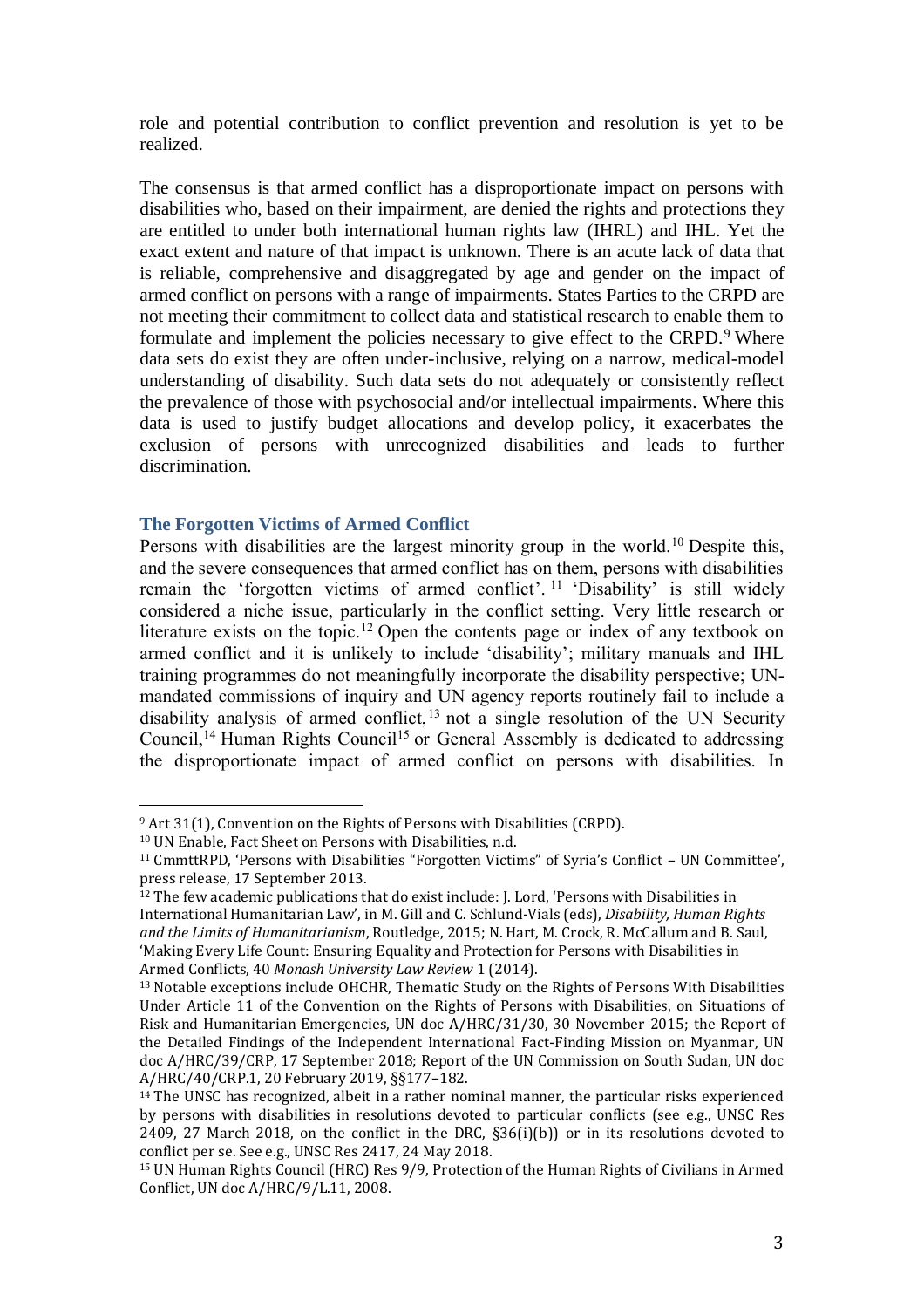role and potential contribution to conflict prevention and resolution is yet to be realized.

The consensus is that armed conflict has a disproportionate impact on persons with disabilities who, based on their impairment, are denied the rights and protections they are entitled to under both international human rights law (IHRL) and IHL. Yet the exact extent and nature of that impact is unknown. There is an acute lack of data that is reliable, comprehensive and disaggregated by age and gender on the impact of armed conflict on persons with a range of impairments. States Parties to the CRPD are not meeting their commitment to collect data and statistical research to enable them to formulate and implement the policies necessary to give effect to the CRPD.[9] Where data sets do exist they are often under-inclusive, relying on a narrow, medical-model understanding of disability. Such data sets do not adequately or consistently reflect the prevalence of those with psychosocial and/or intellectual impairments. Where this data is used to justify budget allocations and develop policy, it exacerbates the exclusion of persons with unrecognized disabilities and leads to further discrimination.

### The Forgotten Victims of Armed Conflict

Persons with disabilities are the largest minority group in the world.[10] Despite this, and the severe consequences that armed conflict has on them, persons with disabilities remain the 'forgotten victims of armed conflict'.[11] 'Disability' is still widely considered a niche issue, particularly in the conflict setting. Very little research or literature exists on the topic.[12] Open the contents page or index of any textbook on armed conflict and it is unlikely to include 'disability'; military manuals and IHL training programmes do not meaningfully incorporate the disability perspective; UN-mandated commissions of inquiry and UN agency reports routinely fail to include a disability analysis of armed conflict,[13] not a single resolution of the UN Security Council,[14] Human Rights Council[15] or General Assembly is dedicated to addressing the disproportionate impact of armed conflict on persons with disabilities. In

---

[9] Art 31(1), Convention on the Rights of Persons with Disabilities (CRPD).

[10] UN Enable, Fact Sheet on Persons with Disabilities, n.d.

[11] CmmttRPD, 'Persons with Disabilities "Forgotten Victims" of Syria's Conflict – UN Committee', press release, 17 September 2013.

[12] The few academic publications that do exist include: J. Lord, 'Persons with Disabilities in International Humanitarian Law', in M. Gill and C. Schlund-Vials (eds), *Disability, Human Rights and the Limits of Humanitarianism*, Routledge, 2015; N. Hart, M. Crock, R. McCallum and B. Saul, 'Making Every Life Count: Ensuring Equality and Protection for Persons with Disabilities in Armed Conflicts, 40 *Monash University Law Review* 1 (2014).

[13] Notable exceptions include OHCHR, Thematic Study on the Rights of Persons With Disabilities Under Article 11 of the Convention on the Rights of Persons with Disabilities, on Situations of Risk and Humanitarian Emergencies, UN doc A/HRC/31/30, 30 November 2015; the Report of the Detailed Findings of the Independent International Fact-Finding Mission on Myanmar, UN doc A/HRC/39/CRP, 17 September 2018; Report of the UN Commission on South Sudan, UN doc A/HRC/40/CRP.1, 20 February 2019, §§177–182.

[14] The UNSC has recognized, albeit in a rather nominal manner, the particular risks experienced by persons with disabilities in resolutions devoted to particular conflicts (see e.g., UNSC Res 2409, 27 March 2018, on the conflict in the DRC, §36(i)(b)) or in its resolutions devoted to conflict per se. See e.g., UNSC Res 2417, 24 May 2018.

[15] UN Human Rights Council (HRC) Res 9/9, Protection of the Human Rights of Civilians in Armed Conflict, UN doc A/HRC/9/L.11, 2008.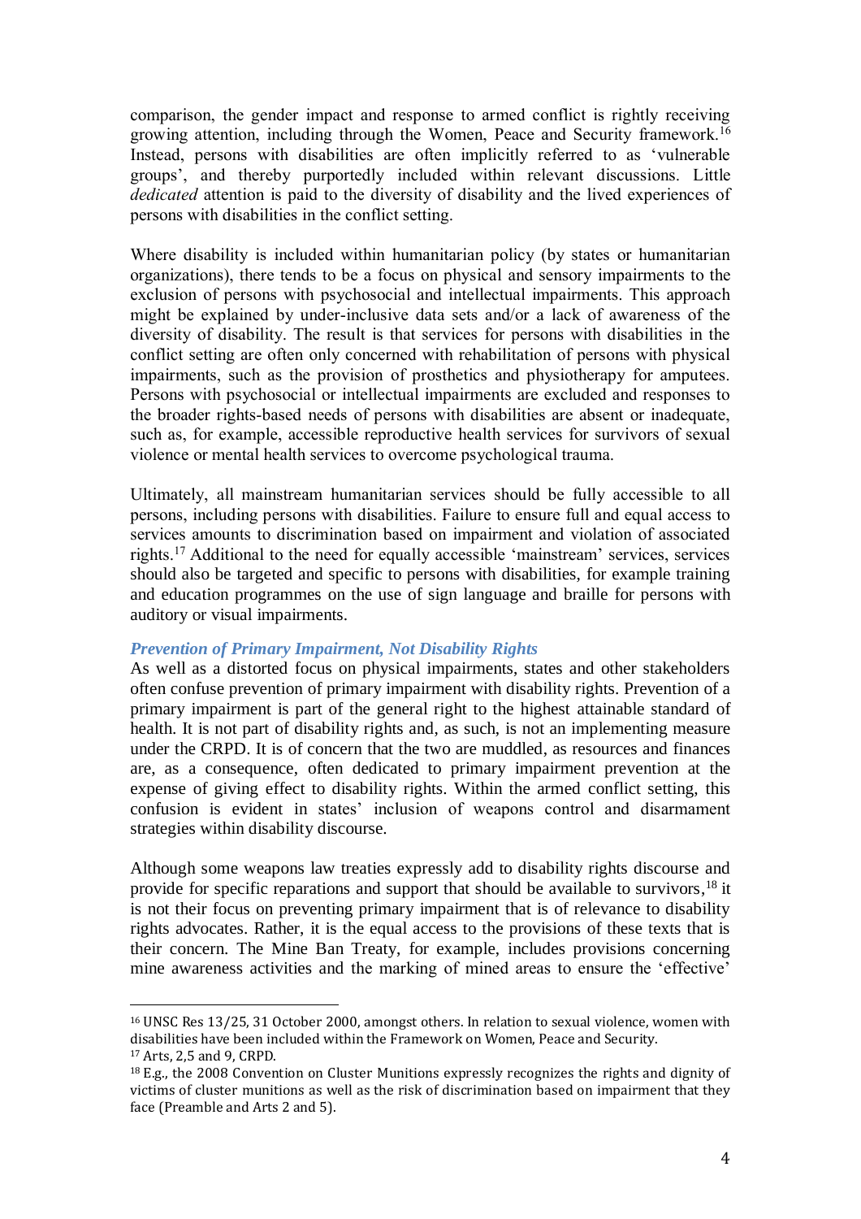comparison, the gender impact and response to armed conflict is rightly receiving growing attention, including through the Women, Peace and Security framework.[16] Instead, persons with disabilities are often implicitly referred to as 'vulnerable groups', and thereby purportedly included within relevant discussions. Little *dedicated* attention is paid to the diversity of disability and the lived experiences of persons with disabilities in the conflict setting.

Where disability is included within humanitarian policy (by states or humanitarian organizations), there tends to be a focus on physical and sensory impairments to the exclusion of persons with psychosocial and intellectual impairments. This approach might be explained by under-inclusive data sets and/or a lack of awareness of the diversity of disability. The result is that services for persons with disabilities in the conflict setting are often only concerned with rehabilitation of persons with physical impairments, such as the provision of prosthetics and physiotherapy for amputees. Persons with psychosocial or intellectual impairments are excluded and responses to the broader rights-based needs of persons with disabilities are absent or inadequate, such as, for example, accessible reproductive health services for survivors of sexual violence or mental health services to overcome psychological trauma.

Ultimately, all mainstream humanitarian services should be fully accessible to all persons, including persons with disabilities. Failure to ensure full and equal access to services amounts to discrimination based on impairment and violation of associated rights.[17] Additional to the need for equally accessible 'mainstream' services, services should also be targeted and specific to persons with disabilities, for example training and education programmes on the use of sign language and braille for persons with auditory or visual impairments.

### *Prevention of Primary Impairment, Not Disability Rights*

As well as a distorted focus on physical impairments, states and other stakeholders often confuse prevention of primary impairment with disability rights. Prevention of a primary impairment is part of the general right to the highest attainable standard of health. It is not part of disability rights and, as such, is not an implementing measure under the CRPD. It is of concern that the two are muddled, as resources and finances are, as a consequence, often dedicated to primary impairment prevention at the expense of giving effect to disability rights. Within the armed conflict setting, this confusion is evident in states' inclusion of weapons control and disarmament strategies within disability discourse.

Although some weapons law treaties expressly add to disability rights discourse and provide for specific reparations and support that should be available to survivors,[18] it is not their focus on preventing primary impairment that is of relevance to disability rights advocates. Rather, it is the equal access to the provisions of these texts that is their concern. The Mine Ban Treaty, for example, includes provisions concerning mine awareness activities and the marking of mined areas to ensure the 'effective'

---

[16] UNSC Res 13/25, 31 October 2000, amongst others. In relation to sexual violence, women with disabilities have been included within the Framework on Women, Peace and Security.

[17] Arts, 2,5 and 9, CRPD.

[18] E.g., the 2008 Convention on Cluster Munitions expressly recognizes the rights and dignity of victims of cluster munitions as well as the risk of discrimination based on impairment that they face (Preamble and Arts 2 and 5).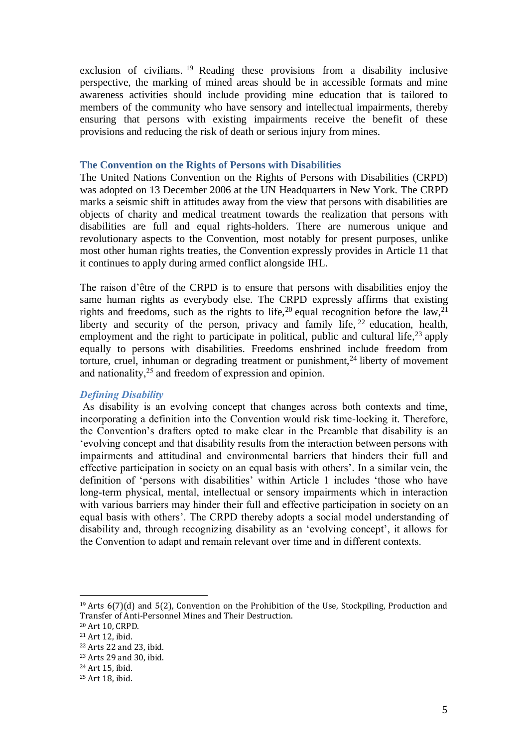exclusion of civilians.[19] Reading these provisions from a disability inclusive perspective, the marking of mined areas should be in accessible formats and mine awareness activities should include providing mine education that is tailored to members of the community who have sensory and intellectual impairments, thereby ensuring that persons with existing impairments receive the benefit of these provisions and reducing the risk of death or serious injury from mines.

## The Convention on the Rights of Persons with Disabilities

The United Nations Convention on the Rights of Persons with Disabilities (CRPD) was adopted on 13 December 2006 at the UN Headquarters in New York. The CRPD marks a seismic shift in attitudes away from the view that persons with disabilities are objects of charity and medical treatment towards the realization that persons with disabilities are full and equal rights-holders. There are numerous unique and revolutionary aspects to the Convention, most notably for present purposes, unlike most other human rights treaties, the Convention expressly provides in Article 11 that it continues to apply during armed conflict alongside IHL.

The raison d'être of the CRPD is to ensure that persons with disabilities enjoy the same human rights as everybody else. The CRPD expressly affirms that existing rights and freedoms, such as the rights to life,[20] equal recognition before the law,[21] liberty and security of the person, privacy and family life,[22] education, health, employment and the right to participate in political, public and cultural life,[23] apply equally to persons with disabilities. Freedoms enshrined include freedom from torture, cruel, inhuman or degrading treatment or punishment,[24] liberty of movement and nationality,[25] and freedom of expression and opinion.

### *Defining Disability*

As disability is an evolving concept that changes across both contexts and time, incorporating a definition into the Convention would risk time-locking it. Therefore, the Convention's drafters opted to make clear in the Preamble that disability is an 'evolving concept and that disability results from the interaction between persons with impairments and attitudinal and environmental barriers that hinders their full and effective participation in society on an equal basis with others'. In a similar vein, the definition of 'persons with disabilities' within Article 1 includes 'those who have long-term physical, mental, intellectual or sensory impairments which in interaction with various barriers may hinder their full and effective participation in society on an equal basis with others'. The CRPD thereby adopts a social model understanding of disability and, through recognizing disability as an 'evolving concept', it allows for the Convention to adapt and remain relevant over time and in different contexts.

---

[19] Arts 6(7)(d) and 5(2), Convention on the Prohibition of the Use, Stockpiling, Production and Transfer of Anti-Personnel Mines and Their Destruction.

[20] Art 10, CRPD.

[21] Art 12, ibid.

[22] Arts 22 and 23, ibid.

[23] Arts 29 and 30, ibid.

[24] Art 15, ibid.

[25] Art 18, ibid.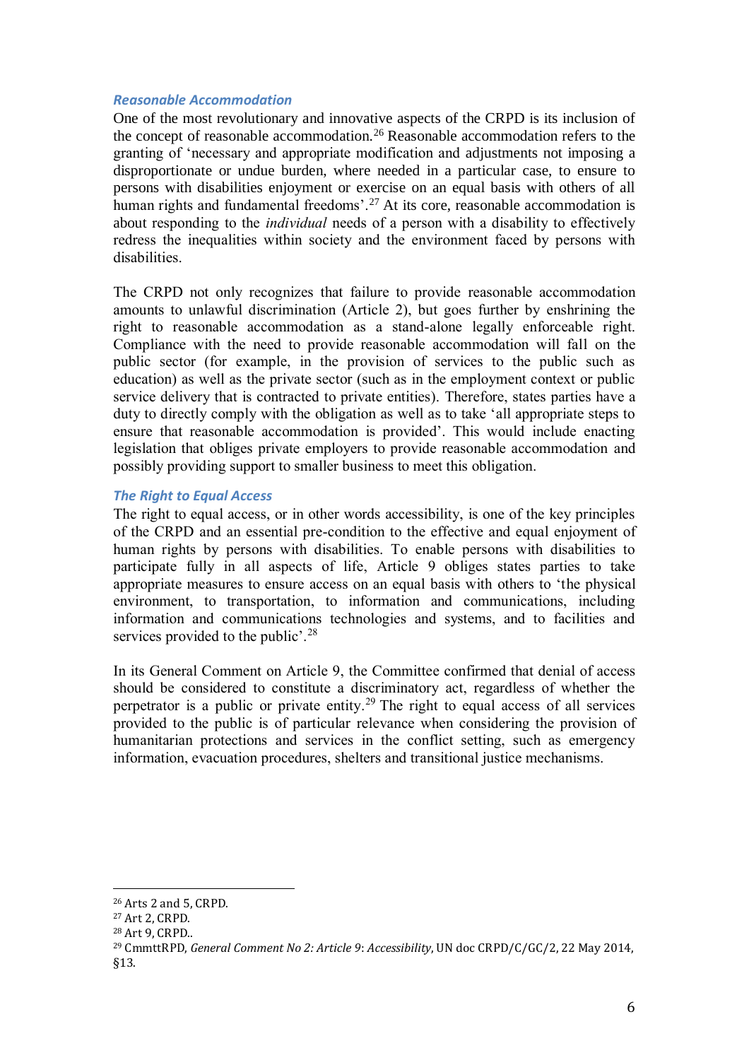### *Reasonable Accommodation*

One of the most revolutionary and innovative aspects of the CRPD is its inclusion of the concept of reasonable accommodation.[26] Reasonable accommodation refers to the granting of 'necessary and appropriate modification and adjustments not imposing a disproportionate or undue burden, where needed in a particular case, to ensure to persons with disabilities enjoyment or exercise on an equal basis with others of all human rights and fundamental freedoms'.[27] At its core, reasonable accommodation is about responding to the *individual* needs of a person with a disability to effectively redress the inequalities within society and the environment faced by persons with disabilities.

The CRPD not only recognizes that failure to provide reasonable accommodation amounts to unlawful discrimination (Article 2), but goes further by enshrining the right to reasonable accommodation as a stand-alone legally enforceable right. Compliance with the need to provide reasonable accommodation will fall on the public sector (for example, in the provision of services to the public such as education) as well as the private sector (such as in the employment context or public service delivery that is contracted to private entities). Therefore, states parties have a duty to directly comply with the obligation as well as to take 'all appropriate steps to ensure that reasonable accommodation is provided'. This would include enacting legislation that obliges private employers to provide reasonable accommodation and possibly providing support to smaller business to meet this obligation.

### *The Right to Equal Access*

The right to equal access, or in other words accessibility, is one of the key principles of the CRPD and an essential pre-condition to the effective and equal enjoyment of human rights by persons with disabilities. To enable persons with disabilities to participate fully in all aspects of life, Article 9 obliges states parties to take appropriate measures to ensure access on an equal basis with others to 'the physical environment, to transportation, to information and communications, including information and communications technologies and systems, and to facilities and services provided to the public'.[28]

In its General Comment on Article 9, the Committee confirmed that denial of access should be considered to constitute a discriminatory act, regardless of whether the perpetrator is a public or private entity.[29] The right to equal access of all services provided to the public is of particular relevance when considering the provision of humanitarian protections and services in the conflict setting, such as emergency information, evacuation procedures, shelters and transitional justice mechanisms.

---

[26] Arts 2 and 5, CRPD.

[27] Art 2, CRPD.

[28] Art 9, CRPD..

[29] CmmttRPD, *General Comment No 2: Article 9: Accessibility*, UN doc CRPD/C/GC/2, 22 May 2014, §13.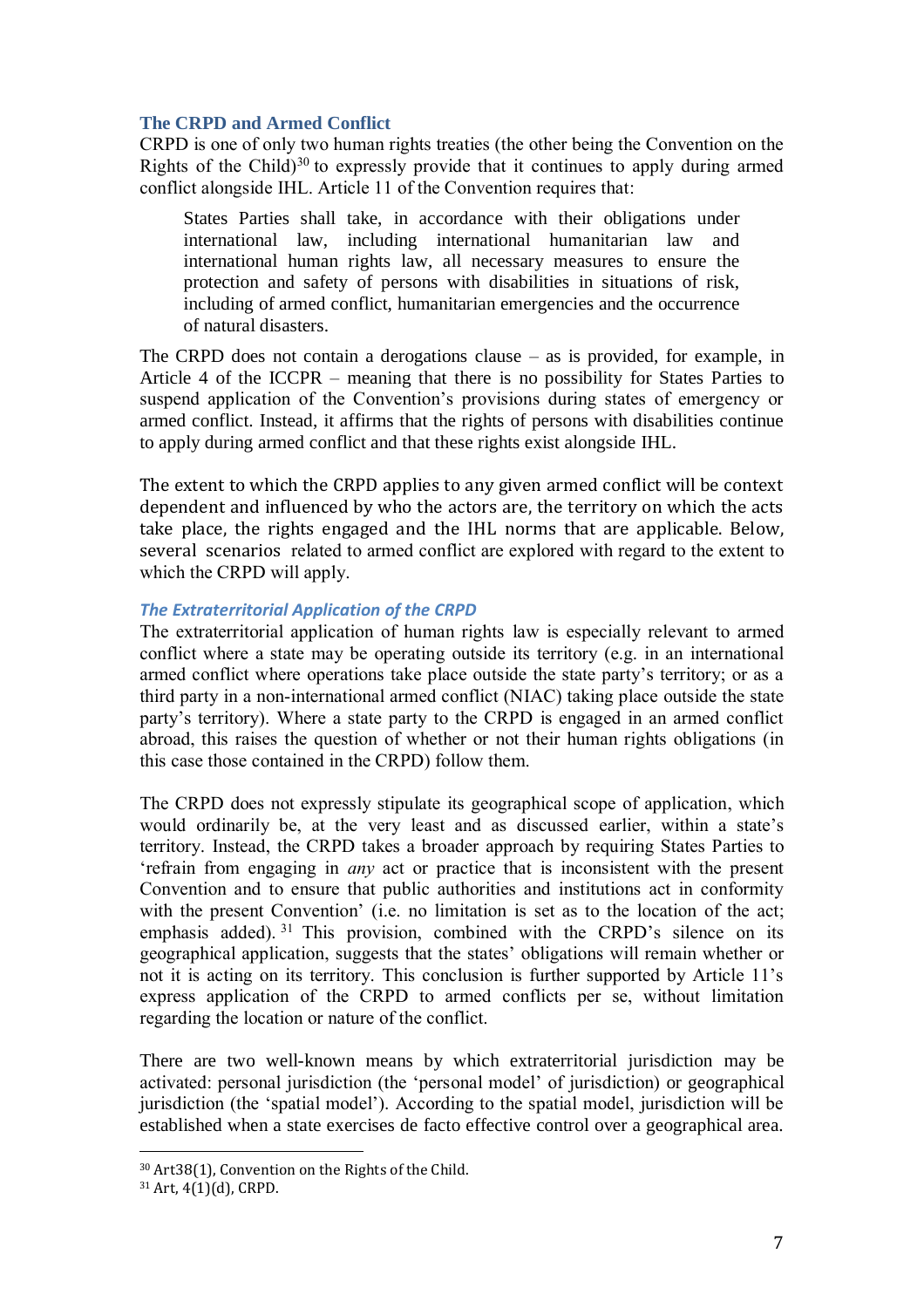## The CRPD and Armed Conflict

CRPD is one of only two human rights treaties (the other being the Convention on the Rights of the Child)[30] to expressly provide that it continues to apply during armed conflict alongside IHL. Article 11 of the Convention requires that:

> States Parties shall take, in accordance with their obligations under international law, including international humanitarian law and international human rights law, all necessary measures to ensure the protection and safety of persons with disabilities in situations of risk, including of armed conflict, humanitarian emergencies and the occurrence of natural disasters.

The CRPD does not contain a derogations clause – as is provided, for example, in Article 4 of the ICCPR – meaning that there is no possibility for States Parties to suspend application of the Convention's provisions during states of emergency or armed conflict. Instead, it affirms that the rights of persons with disabilities continue to apply during armed conflict and that these rights exist alongside IHL.

The extent to which the CRPD applies to any given armed conflict will be context dependent and influenced by who the actors are, the territory on which the acts take place, the rights engaged and the IHL norms that are applicable. Below, several scenarios related to armed conflict are explored with regard to the extent to which the CRPD will apply.

### *The Extraterritorial Application of the CRPD*

The extraterritorial application of human rights law is especially relevant to armed conflict where a state may be operating outside its territory (e.g. in an international armed conflict where operations take place outside the state party's territory; or as a third party in a non-international armed conflict (NIAC) taking place outside the state party's territory). Where a state party to the CRPD is engaged in an armed conflict abroad, this raises the question of whether or not their human rights obligations (in this case those contained in the CRPD) follow them.

The CRPD does not expressly stipulate its geographical scope of application, which would ordinarily be, at the very least and as discussed earlier, within a state's territory. Instead, the CRPD takes a broader approach by requiring States Parties to 'refrain from engaging in *any* act or practice that is inconsistent with the present Convention and to ensure that public authorities and institutions act in conformity with the present Convention' (i.e. no limitation is set as to the location of the act; emphasis added).[31] This provision, combined with the CRPD's silence on its geographical application, suggests that the states' obligations will remain whether or not it is acting on its territory. This conclusion is further supported by Article 11's express application of the CRPD to armed conflicts per se, without limitation regarding the location or nature of the conflict.

There are two well-known means by which extraterritorial jurisdiction may be activated: personal jurisdiction (the 'personal model' of jurisdiction) or geographical jurisdiction (the 'spatial model'). According to the spatial model, jurisdiction will be established when a state exercises de facto effective control over a geographical area.

---

[30] Art38(1), Convention on the Rights of the Child.

[31] Art, 4(1)(d), CRPD.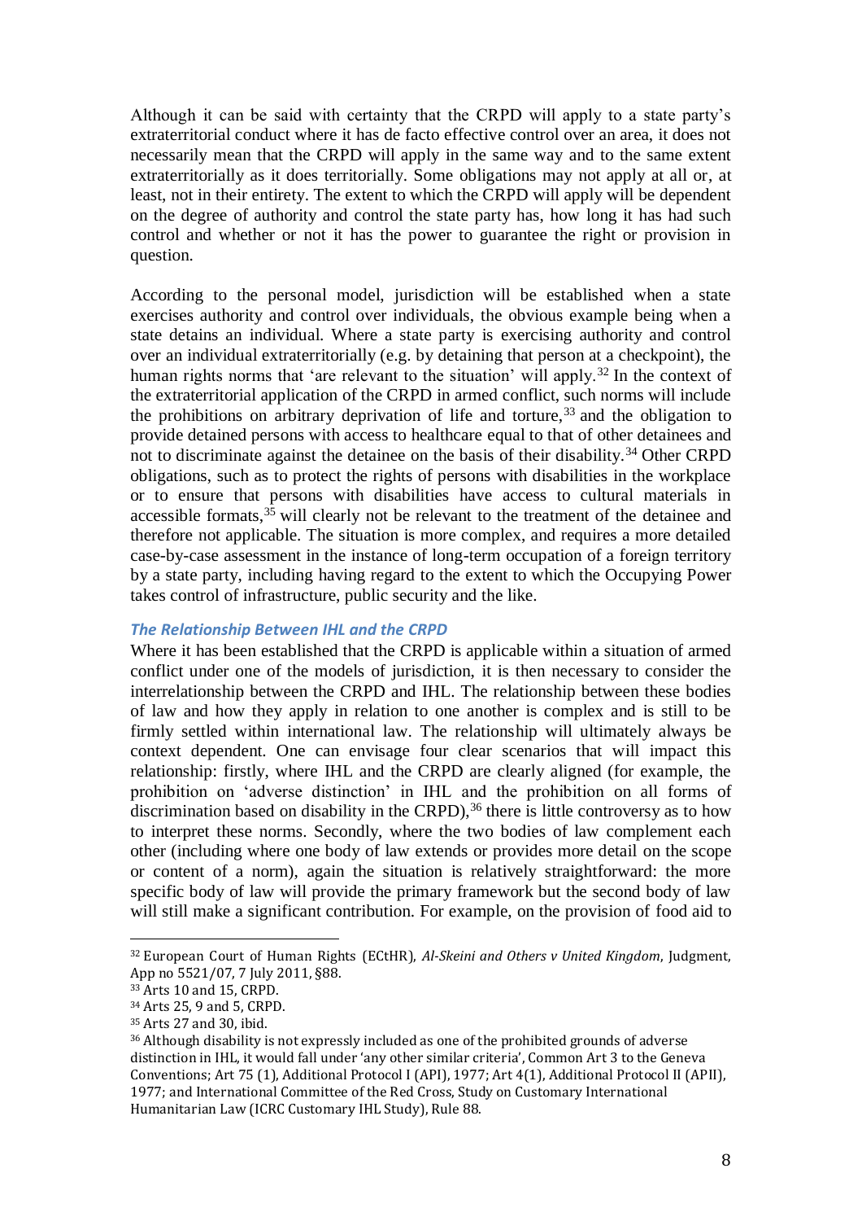Although it can be said with certainty that the CRPD will apply to a state party's extraterritorial conduct where it has de facto effective control over an area, it does not necessarily mean that the CRPD will apply in the same way and to the same extent extraterritorially as it does territorially. Some obligations may not apply at all or, at least, not in their entirety. The extent to which the CRPD will apply will be dependent on the degree of authority and control the state party has, how long it has had such control and whether or not it has the power to guarantee the right or provision in question.

According to the personal model, jurisdiction will be established when a state exercises authority and control over individuals, the obvious example being when a state detains an individual. Where a state party is exercising authority and control over an individual extraterritorially (e.g. by detaining that person at a checkpoint), the human rights norms that 'are relevant to the situation' will apply.[32] In the context of the extraterritorial application of the CRPD in armed conflict, such norms will include the prohibitions on arbitrary deprivation of life and torture,[33] and the obligation to provide detained persons with access to healthcare equal to that of other detainees and not to discriminate against the detainee on the basis of their disability.[34] Other CRPD obligations, such as to protect the rights of persons with disabilities in the workplace or to ensure that persons with disabilities have access to cultural materials in accessible formats,[35] will clearly not be relevant to the treatment of the detainee and therefore not applicable. The situation is more complex, and requires a more detailed case-by-case assessment in the instance of long-term occupation of a foreign territory by a state party, including having regard to the extent to which the Occupying Power takes control of infrastructure, public security and the like.

### *The Relationship Between IHL and the CRPD*

Where it has been established that the CRPD is applicable within a situation of armed conflict under one of the models of jurisdiction, it is then necessary to consider the interrelationship between the CRPD and IHL. The relationship between these bodies of law and how they apply in relation to one another is complex and is still to be firmly settled within international law. The relationship will ultimately always be context dependent. One can envisage four clear scenarios that will impact this relationship: firstly, where IHL and the CRPD are clearly aligned (for example, the prohibition on 'adverse distinction' in IHL and the prohibition on all forms of discrimination based on disability in the CRPD),[36] there is little controversy as to how to interpret these norms. Secondly, where the two bodies of law complement each other (including where one body of law extends or provides more detail on the scope or content of a norm), again the situation is relatively straightforward: the more specific body of law will provide the primary framework but the second body of law will still make a significant contribution. For example, on the provision of food aid to

---

[32] European Court of Human Rights (ECtHR), *Al-Skeini and Others v United Kingdom*, Judgment, App no 5521/07, 7 July 2011, §88.

[33] Arts 10 and 15, CRPD.

[34] Arts 25, 9 and 5, CRPD.

[35] Arts 27 and 30, ibid.

[36] Although disability is not expressly included as one of the prohibited grounds of adverse distinction in IHL, it would fall under 'any other similar criteria', Common Art 3 to the Geneva Conventions; Art 75 (1), Additional Protocol I (API), 1977; Art 4(1), Additional Protocol II (APII), 1977; and International Committee of the Red Cross, Study on Customary International Humanitarian Law (ICRC Customary IHL Study), Rule 88.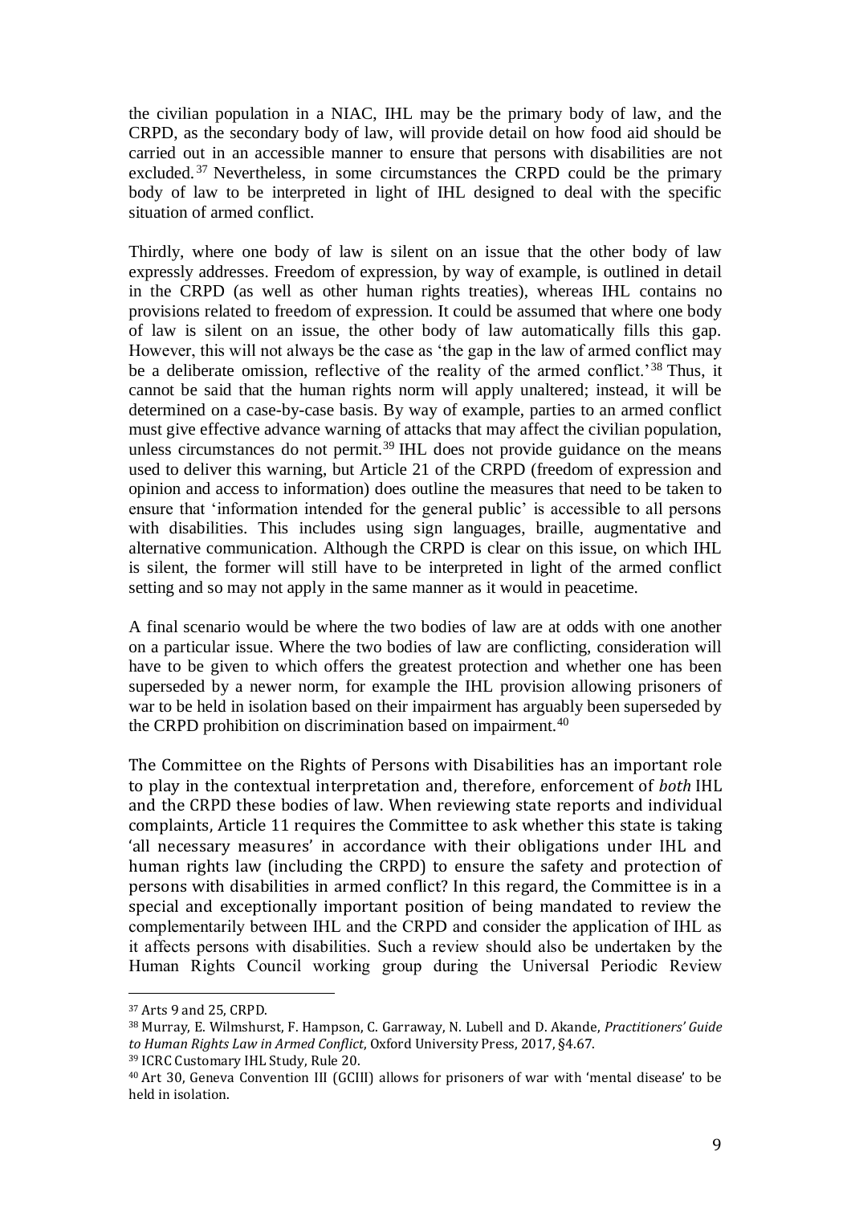the civilian population in a NIAC, IHL may be the primary body of law, and the CRPD, as the secondary body of law, will provide detail on how food aid should be carried out in an accessible manner to ensure that persons with disabilities are not excluded.[37] Nevertheless, in some circumstances the CRPD could be the primary body of law to be interpreted in light of IHL designed to deal with the specific situation of armed conflict.

Thirdly, where one body of law is silent on an issue that the other body of law expressly addresses. Freedom of expression, by way of example, is outlined in detail in the CRPD (as well as other human rights treaties), whereas IHL contains no provisions related to freedom of expression. It could be assumed that where one body of law is silent on an issue, the other body of law automatically fills this gap. However, this will not always be the case as 'the gap in the law of armed conflict may be a deliberate omission, reflective of the reality of the armed conflict.'[38] Thus, it cannot be said that the human rights norm will apply unaltered; instead, it will be determined on a case-by-case basis. By way of example, parties to an armed conflict must give effective advance warning of attacks that may affect the civilian population, unless circumstances do not permit.[39] IHL does not provide guidance on the means used to deliver this warning, but Article 21 of the CRPD (freedom of expression and opinion and access to information) does outline the measures that need to be taken to ensure that 'information intended for the general public' is accessible to all persons with disabilities. This includes using sign languages, braille, augmentative and alternative communication. Although the CRPD is clear on this issue, on which IHL is silent, the former will still have to be interpreted in light of the armed conflict setting and so may not apply in the same manner as it would in peacetime.

A final scenario would be where the two bodies of law are at odds with one another on a particular issue. Where the two bodies of law are conflicting, consideration will have to be given to which offers the greatest protection and whether one has been superseded by a newer norm, for example the IHL provision allowing prisoners of war to be held in isolation based on their impairment has arguably been superseded by the CRPD prohibition on discrimination based on impairment.[40]

The Committee on the Rights of Persons with Disabilities has an important role to play in the contextual interpretation and, therefore, enforcement of *both* IHL and the CRPD these bodies of law. When reviewing state reports and individual complaints, Article 11 requires the Committee to ask whether this state is taking 'all necessary measures' in accordance with their obligations under IHL and human rights law (including the CRPD) to ensure the safety and protection of persons with disabilities in armed conflict? In this regard, the Committee is in a special and exceptionally important position of being mandated to review the complementarity between IHL and the CRPD and consider the application of IHL as it affects persons with disabilities. Such a review should also be undertaken by the Human Rights Council working group during the Universal Periodic Review

---

[37] Arts 9 and 25, CRPD.

[38] Murray, E. Wilmshurst, F. Hampson, C. Garraway, N. Lubell and D. Akande, *Practitioners' Guide to Human Rights Law in Armed Conflict*, Oxford University Press, 2017, §4.67.

[39] ICRC Customary IHL Study, Rule 20.

[40] Art 30, Geneva Convention III (GCIII) allows for prisoners of war with 'mental disease' to be held in isolation.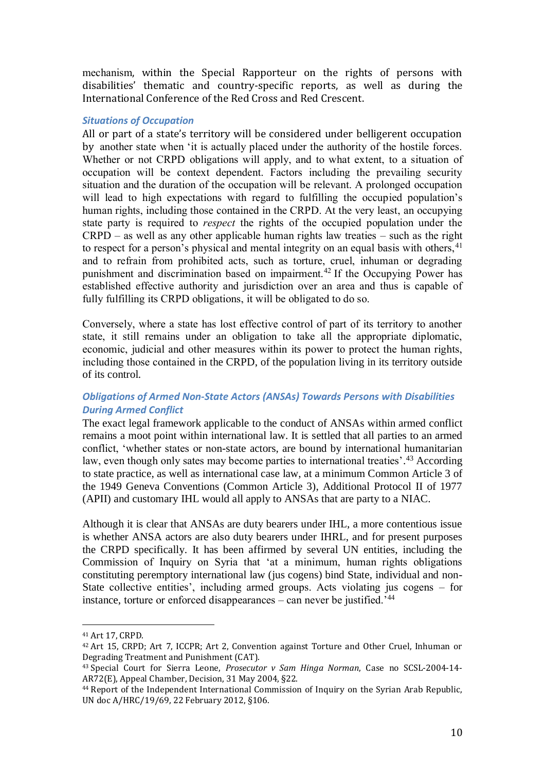mechanism, within the Special Rapporteur on the rights of persons with disabilities' thematic and country-specific reports, as well as during the International Conference of the Red Cross and Red Crescent.

### *Situations of Occupation*

All or part of a state's territory will be considered under belligerent occupation by another state when 'it is actually placed under the authority of the hostile forces. Whether or not CRPD obligations will apply, and to what extent, to a situation of occupation will be context dependent. Factors including the prevailing security situation and the duration of the occupation will be relevant. A prolonged occupation will lead to high expectations with regard to fulfilling the occupied population's human rights, including those contained in the CRPD. At the very least, an occupying state party is required to *respect* the rights of the occupied population under the CRPD – as well as any other applicable human rights law treaties – such as the right to respect for a person's physical and mental integrity on an equal basis with others,[41] and to refrain from prohibited acts, such as torture, cruel, inhuman or degrading punishment and discrimination based on impairment.[42] If the Occupying Power has established effective authority and jurisdiction over an area and thus is capable of fully fulfilling its CRPD obligations, it will be obligated to do so.

Conversely, where a state has lost effective control of part of its territory to another state, it still remains under an obligation to take all the appropriate diplomatic, economic, judicial and other measures within its power to protect the human rights, including those contained in the CRPD, of the population living in its territory outside of its control.

### *Obligations of Armed Non-State Actors (ANSAs) Towards Persons with Disabilities During Armed Conflict*

The exact legal framework applicable to the conduct of ANSAs within armed conflict remains a moot point within international law. It is settled that all parties to an armed conflict, 'whether states or non-state actors, are bound by international humanitarian law, even though only sates may become parties to international treaties'.[43] According to state practice, as well as international case law, at a minimum Common Article 3 of the 1949 Geneva Conventions (Common Article 3), Additional Protocol II of 1977 (APII) and customary IHL would all apply to ANSAs that are party to a NIAC.

Although it is clear that ANSAs are duty bearers under IHL, a more contentious issue is whether ANSA actors are also duty bearers under IHRL, and for present purposes the CRPD specifically. It has been affirmed by several UN entities, including the Commission of Inquiry on Syria that 'at a minimum, human rights obligations constituting peremptory international law (jus cogens) bind State, individual and non-State collective entities', including armed groups. Acts violating jus cogens – for instance, torture or enforced disappearances – can never be justified.'[44]

---

[41] Art 17, CRPD.

[42] Art 15, CRPD; Art 7, ICCPR; Art 2, Convention against Torture and Other Cruel, Inhuman or Degrading Treatment and Punishment (CAT).

[43] Special Court for Sierra Leone, *Prosecutor v Sam Hinga Norman*, Case no SCSL-2004-14-AR72(E), Appeal Chamber, Decision, 31 May 2004, §22.

[44] Report of the Independent International Commission of Inquiry on the Syrian Arab Republic, UN doc A/HRC/19/69, 22 February 2012, §106.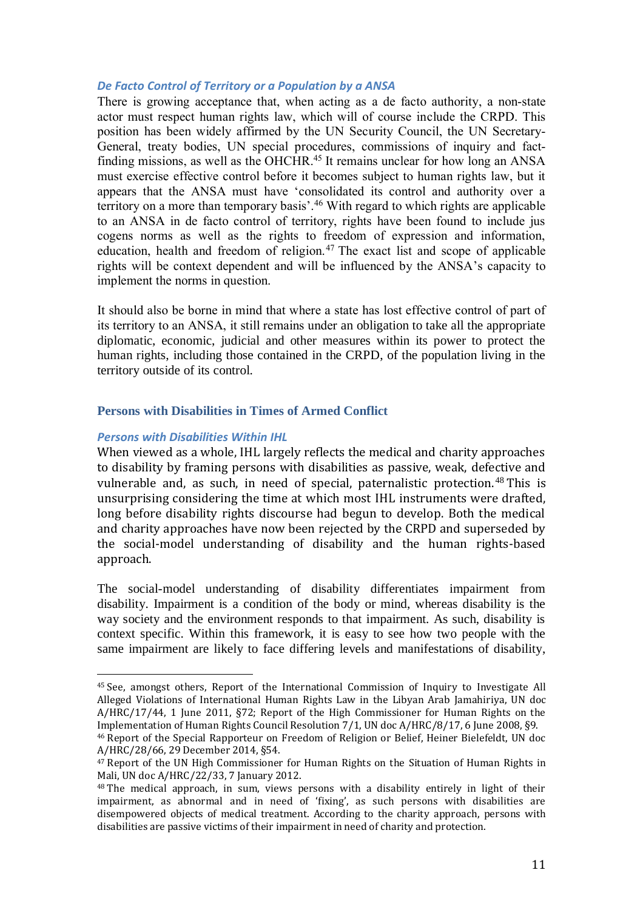### *De Facto Control of Territory or a Population by a ANSA*

There is growing acceptance that, when acting as a de facto authority, a non-state actor must respect human rights law, which will of course include the CRPD. This position has been widely affirmed by the UN Security Council, the UN Secretary-General, treaty bodies, UN special procedures, commissions of inquiry and fact-finding missions, as well as the OHCHR.[45] It remains unclear for how long an ANSA must exercise effective control before it becomes subject to human rights law, but it appears that the ANSA must have 'consolidated its control and authority over a territory on a more than temporary basis'.[46] With regard to which rights are applicable to an ANSA in de facto control of territory, rights have been found to include jus cogens norms as well as the rights to freedom of expression and information, education, health and freedom of religion.[47] The exact list and scope of applicable rights will be context dependent and will be influenced by the ANSA's capacity to implement the norms in question.

It should also be borne in mind that where a state has lost effective control of part of its territory to an ANSA, it still remains under an obligation to take all the appropriate diplomatic, economic, judicial and other measures within its power to protect the human rights, including those contained in the CRPD, of the population living in the territory outside of its control.

## Persons with Disabilities in Times of Armed Conflict

### *Persons with Disabilities Within IHL*

When viewed as a whole, IHL largely reflects the medical and charity approaches to disability by framing persons with disabilities as passive, weak, defective and vulnerable and, as such, in need of special, paternalistic protection.[48] This is unsurprising considering the time at which most IHL instruments were drafted, long before disability rights discourse had begun to develop. Both the medical and charity approaches have now been rejected by the CRPD and superseded by the social-model understanding of disability and the human rights-based approach.

The social-model understanding of disability differentiates impairment from disability. Impairment is a condition of the body or mind, whereas disability is the way society and the environment responds to that impairment. As such, disability is context specific. Within this framework, it is easy to see how two people with the same impairment are likely to face differing levels and manifestations of disability,

---

[45] See, amongst others, Report of the International Commission of Inquiry to Investigate All Alleged Violations of International Human Rights Law in the Libyan Arab Jamahiriya, UN doc A/HRC/17/44, 1 June 2011, §72; Report of the High Commissioner for Human Rights on the Implementation of Human Rights Council Resolution 7/1, UN doc A/HRC/8/17, 6 June 2008, §9.

[46] Report of the Special Rapporteur on Freedom of Religion or Belief, Heiner Bielefeldt, UN doc A/HRC/28/66, 29 December 2014, §54.

[47] Report of the UN High Commissioner for Human Rights on the Situation of Human Rights in Mali, UN doc A/HRC/22/33, 7 January 2012.

[48] The medical approach, in sum, views persons with a disability entirely in light of their impairment, as abnormal and in need of 'fixing', as such persons with disabilities are disempowered objects of medical treatment. According to the charity approach, persons with disabilities are passive victims of their impairment in need of charity and protection.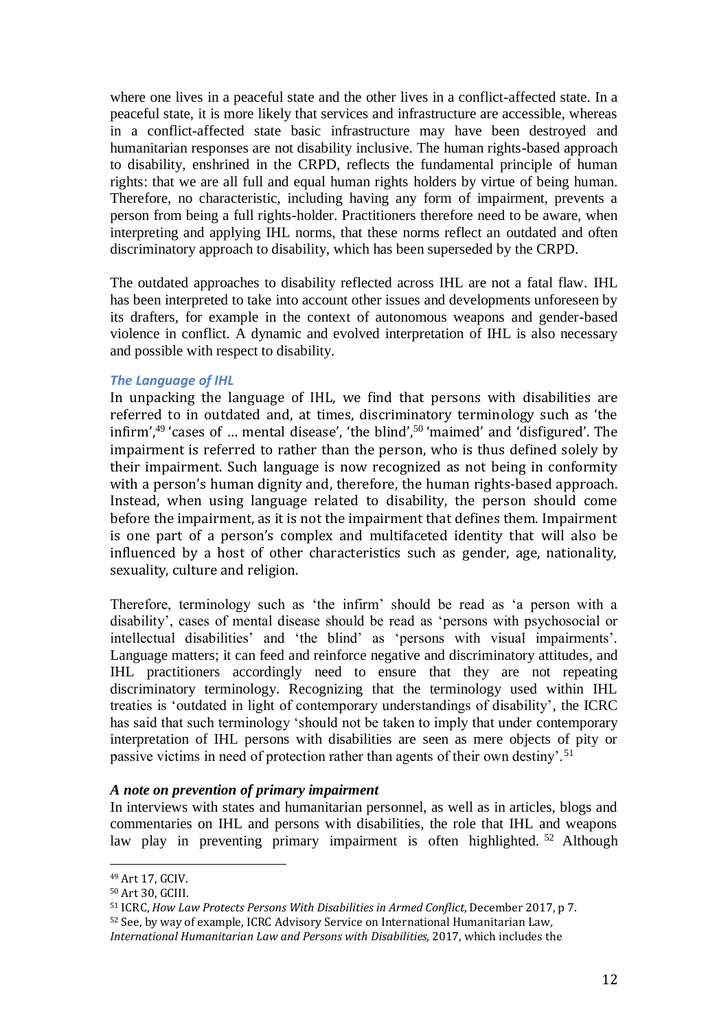where one lives in a peaceful state and the other lives in a conflict-affected state. In a peaceful state, it is more likely that services and infrastructure are accessible, whereas in a conflict-affected state basic infrastructure may have been destroyed and humanitarian responses are not disability inclusive. The human rights-based approach to disability, enshrined in the CRPD, reflects the fundamental principle of human rights: that we are all full and equal human rights holders by virtue of being human. Therefore, no characteristic, including having any form of impairment, prevents a person from being a full rights-holder. Practitioners therefore need to be aware, when interpreting and applying IHL norms, that these norms reflect an outdated and often discriminatory approach to disability, which has been superseded by the CRPD.

The outdated approaches to disability reflected across IHL are not a fatal flaw. IHL has been interpreted to take into account other issues and developments unforeseen by its drafters, for example in the context of autonomous weapons and gender-based violence in conflict. A dynamic and evolved interpretation of IHL is also necessary and possible with respect to disability.

### *The Language of IHL*

In unpacking the language of IHL, we find that persons with disabilities are referred to in outdated and, at times, discriminatory terminology such as 'the infirm',[49] 'cases of ... mental disease', 'the blind',[50] 'maimed' and 'disfigured'. The impairment is referred to rather than the person, who is thus defined solely by their impairment. Such language is now recognized as not being in conformity with a person's human dignity and, therefore, the human rights-based approach. Instead, when using language related to disability, the person should come before the impairment, as it is not the impairment that defines them. Impairment is one part of a person's complex and multifaceted identity that will also be influenced by a host of other characteristics such as gender, age, nationality, sexuality, culture and religion.

Therefore, terminology such as 'the infirm' should be read as 'a person with a disability', cases of mental disease should be read as 'persons with psychosocial or intellectual disabilities' and 'the blind' as 'persons with visual impairments'. Language matters; it can feed and reinforce negative and discriminatory attitudes, and IHL practitioners accordingly need to ensure that they are not repeating discriminatory terminology. Recognizing that the terminology used within IHL treaties is 'outdated in light of contemporary understandings of disability', the ICRC has said that such terminology 'should not be taken to imply that under contemporary interpretation of IHL persons with disabilities are seen as mere objects of pity or passive victims in need of protection rather than agents of their own destiny'.[51]

### *A note on prevention of primary impairment*

In interviews with states and humanitarian personnel, as well as in articles, blogs and commentaries on IHL and persons with disabilities, the role that IHL and weapons law play in preventing primary impairment is often highlighted.[52] Although

---

[49] Art 17, GCIV.

[50] Art 30, GCIII.

[51] ICRC, *How Law Protects Persons With Disabilities in Armed Conflict*, December 2017, p 7.

[52] See, by way of example, ICRC Advisory Service on International Humanitarian Law, *International Humanitarian Law and Persons with Disabilities,* 2017, which includes the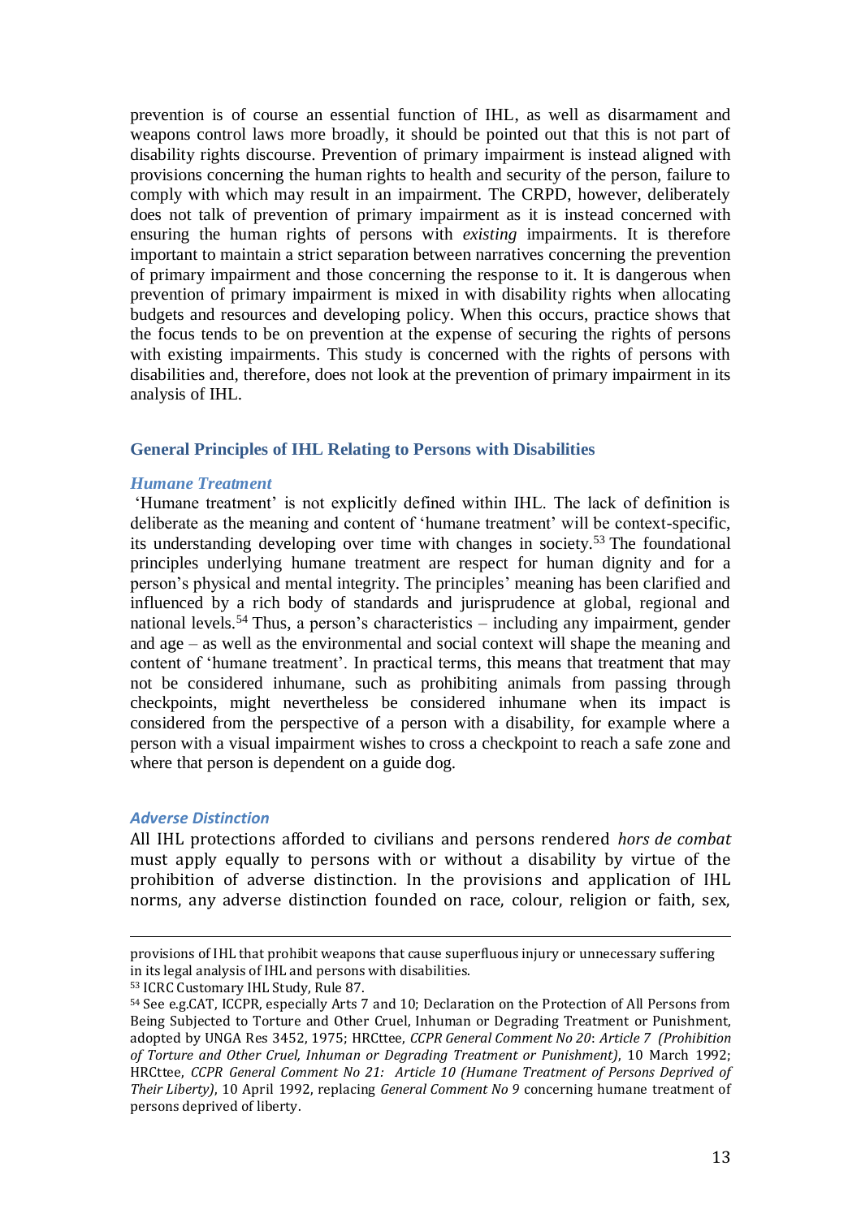prevention is of course an essential function of IHL, as well as disarmament and weapons control laws more broadly, it should be pointed out that this is not part of disability rights discourse. Prevention of primary impairment is instead aligned with provisions concerning the human rights to health and security of the person, failure to comply with which may result in an impairment. The CRPD, however, deliberately does not talk of prevention of primary impairment as it is instead concerned with ensuring the human rights of persons with *existing* impairments. It is therefore important to maintain a strict separation between narratives concerning the prevention of primary impairment and those concerning the response to it. It is dangerous when prevention of primary impairment is mixed in with disability rights when allocating budgets and resources and developing policy. When this occurs, practice shows that the focus tends to be on prevention at the expense of securing the rights of persons with existing impairments. This study is concerned with the rights of persons with disabilities and, therefore, does not look at the prevention of primary impairment in its analysis of IHL.

## General Principles of IHL Relating to Persons with Disabilities

### *Humane Treatment*

'Humane treatment' is not explicitly defined within IHL. The lack of definition is deliberate as the meaning and content of 'humane treatment' will be context-specific, its understanding developing over time with changes in society.[53] The foundational principles underlying humane treatment are respect for human dignity and for a person's physical and mental integrity. The principles' meaning has been clarified and influenced by a rich body of standards and jurisprudence at global, regional and national levels.[54] Thus, a person's characteristics – including any impairment, gender and age – as well as the environmental and social context will shape the meaning and content of 'humane treatment'. In practical terms, this means that treatment that may not be considered inhumane, such as prohibiting animals from passing through checkpoints, might nevertheless be considered inhumane when its impact is considered from the perspective of a person with a disability, for example where a person with a visual impairment wishes to cross a checkpoint to reach a safe zone and where that person is dependent on a guide dog.

### *Adverse Distinction*

All IHL protections afforded to civilians and persons rendered *hors de combat* must apply equally to persons with or without a disability by virtue of the prohibition of adverse distinction. In the provisions and application of IHL norms, any adverse distinction founded on race, colour, religion or faith, sex,

---

provisions of IHL that prohibit weapons that cause superfluous injury or unnecessary suffering in its legal analysis of IHL and persons with disabilities.

[53] ICRC Customary IHL Study, Rule 87.

[54] See e.g.CAT, ICCPR, especially Arts 7 and 10; Declaration on the Protection of All Persons from Being Subjected to Torture and Other Cruel, Inhuman or Degrading Treatment or Punishment, adopted by UNGA Res 3452, 1975; HRCttee, *CCPR General Comment No 20*: *Article 7 (Prohibition of Torture and Other Cruel, Inhuman or Degrading Treatment or Punishment)*, 10 March 1992; HRCttee, *CCPR General Comment No 21: Article 10 (Humane Treatment of Persons Deprived of Their Liberty)*, 10 April 1992, replacing *General Comment No 9* concerning humane treatment of persons deprived of liberty.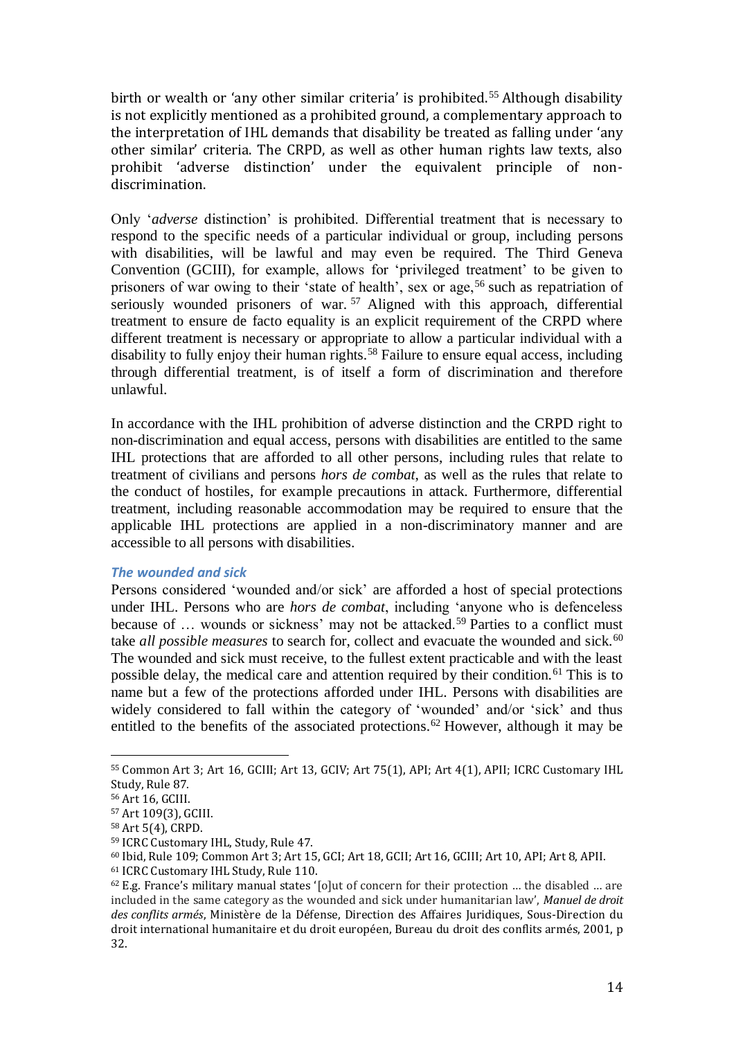birth or wealth or 'any other similar criteria' is prohibited.[55] Although disability is not explicitly mentioned as a prohibited ground, a complementary approach to the interpretation of IHL demands that disability be treated as falling under 'any other similar' criteria. The CRPD, as well as other human rights law texts, also prohibit 'adverse distinction' under the equivalent principle of non-discrimination.

Only '*adverse* distinction' is prohibited. Differential treatment that is necessary to respond to the specific needs of a particular individual or group, including persons with disabilities, will be lawful and may even be required. The Third Geneva Convention (GCIII), for example, allows for 'privileged treatment' to be given to prisoners of war owing to their 'state of health', sex or age,[56] such as repatriation of seriously wounded prisoners of war.[57] Aligned with this approach, differential treatment to ensure de facto equality is an explicit requirement of the CRPD where different treatment is necessary or appropriate to allow a particular individual with a disability to fully enjoy their human rights.[58] Failure to ensure equal access, including through differential treatment, is of itself a form of discrimination and therefore unlawful.

In accordance with the IHL prohibition of adverse distinction and the CRPD right to non-discrimination and equal access, persons with disabilities are entitled to the same IHL protections that are afforded to all other persons, including rules that relate to treatment of civilians and persons *hors de combat*, as well as the rules that relate to the conduct of hostiles, for example precautions in attack. Furthermore, differential treatment, including reasonable accommodation may be required to ensure that the applicable IHL protections are applied in a non-discriminatory manner and are accessible to all persons with disabilities.

### *The wounded and sick*

Persons considered 'wounded and/or sick' are afforded a host of special protections under IHL. Persons who are *hors de combat*, including 'anyone who is defenceless because of … wounds or sickness' may not be attacked.[59] Parties to a conflict must take *all possible measures* to search for, collect and evacuate the wounded and sick.[60] The wounded and sick must receive, to the fullest extent practicable and with the least possible delay, the medical care and attention required by their condition.[61] This is to name but a few of the protections afforded under IHL. Persons with disabilities are widely considered to fall within the category of 'wounded' and/or 'sick' and thus entitled to the benefits of the associated protections.[62] However, although it may be

---

[55] Common Art 3; Art 16, GCIII; Art 13, GCIV; Art 75(1), API; Art 4(1), APII; ICRC Customary IHL Study, Rule 87.

[56] Art 16, GCIII.

[57] Art 109(3), GCIII.

[58] Art 5(4), CRPD.

[59] ICRC Customary IHL, Study, Rule 47.

[60] Ibid, Rule 109; Common Art 3; Art 15, GCI; Art 18, GCII; Art 16, GCIII; Art 10, API; Art 8, APII.

[61] ICRC Customary IHL Study, Rule 110.

[62] E.g. France's military manual states '[o]ut of concern for their protection … the disabled … are included in the same category as the wounded and sick under humanitarian law', *Manuel de droit des conflits armés*, Ministère de la Défense, Direction des Affaires Juridiques, Sous-Direction du droit international humanitaire et du droit européen, Bureau du droit des conflits armés, 2001, p 32.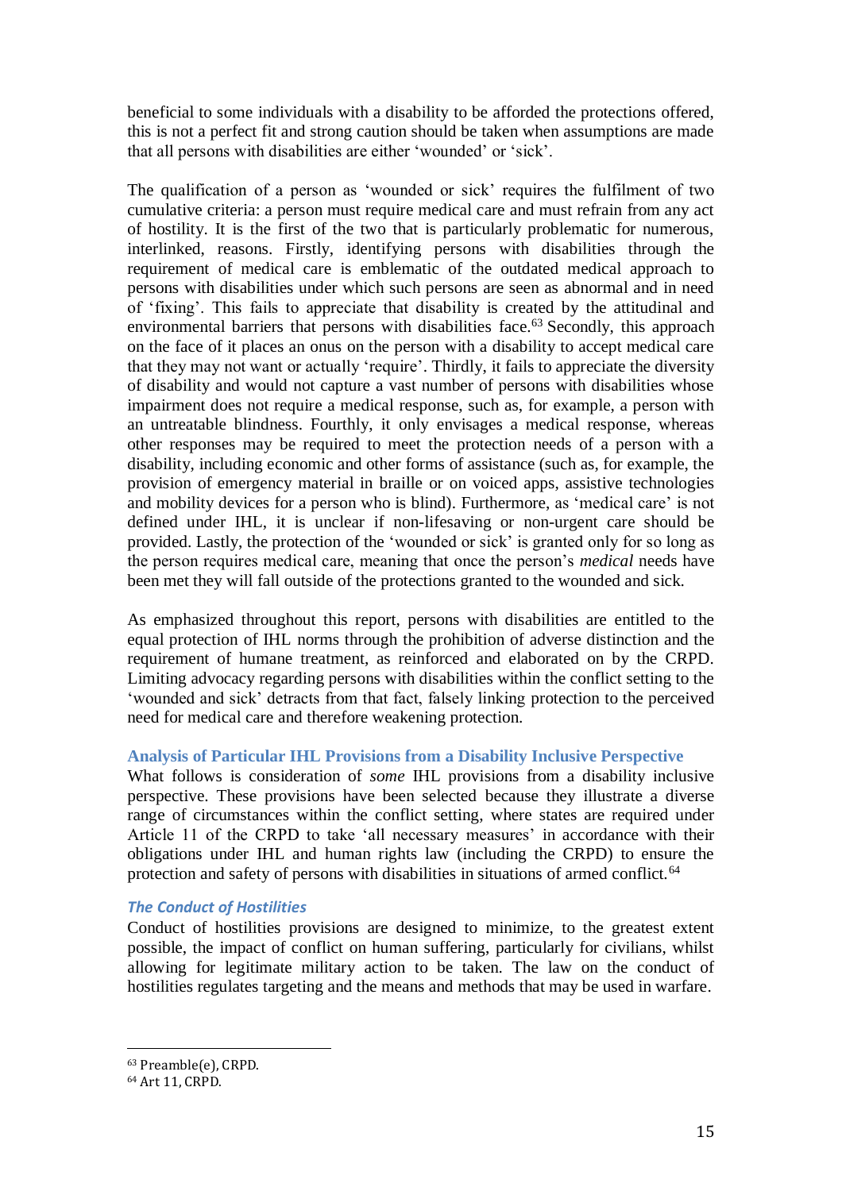beneficial to some individuals with a disability to be afforded the protections offered, this is not a perfect fit and strong caution should be taken when assumptions are made that all persons with disabilities are either 'wounded' or 'sick'.

The qualification of a person as 'wounded or sick' requires the fulfilment of two cumulative criteria: a person must require medical care and must refrain from any act of hostility. It is the first of the two that is particularly problematic for numerous, interlinked, reasons. Firstly, identifying persons with disabilities through the requirement of medical care is emblematic of the outdated medical approach to persons with disabilities under which such persons are seen as abnormal and in need of 'fixing'. This fails to appreciate that disability is created by the attitudinal and environmental barriers that persons with disabilities face.[63] Secondly, this approach on the face of it places an onus on the person with a disability to accept medical care that they may not want or actually 'require'. Thirdly, it fails to appreciate the diversity of disability and would not capture a vast number of persons with disabilities whose impairment does not require a medical response, such as, for example, a person with an untreatable blindness. Fourthly, it only envisages a medical response, whereas other responses may be required to meet the protection needs of a person with a disability, including economic and other forms of assistance (such as, for example, the provision of emergency material in braille or on voiced apps, assistive technologies and mobility devices for a person who is blind). Furthermore, as 'medical care' is not defined under IHL, it is unclear if non-lifesaving or non-urgent care should be provided. Lastly, the protection of the 'wounded or sick' is granted only for so long as the person requires medical care, meaning that once the person's *medical* needs have been met they will fall outside of the protections granted to the wounded and sick.

As emphasized throughout this report, persons with disabilities are entitled to the equal protection of IHL norms through the prohibition of adverse distinction and the requirement of humane treatment, as reinforced and elaborated on by the CRPD. Limiting advocacy regarding persons with disabilities within the conflict setting to the 'wounded and sick' detracts from that fact, falsely linking protection to the perceived need for medical care and therefore weakening protection.

## Analysis of Particular IHL Provisions from a Disability Inclusive Perspective

What follows is consideration of *some* IHL provisions from a disability inclusive perspective. These provisions have been selected because they illustrate a diverse range of circumstances within the conflict setting, where states are required under Article 11 of the CRPD to take 'all necessary measures' in accordance with their obligations under IHL and human rights law (including the CRPD) to ensure the protection and safety of persons with disabilities in situations of armed conflict.[64]

### *The Conduct of Hostilities*

Conduct of hostilities provisions are designed to minimize, to the greatest extent possible, the impact of conflict on human suffering, particularly for civilians, whilst allowing for legitimate military action to be taken. The law on the conduct of hostilities regulates targeting and the means and methods that may be used in warfare.

---

[63] Preamble(e), CRPD.

[64] Art 11, CRPD.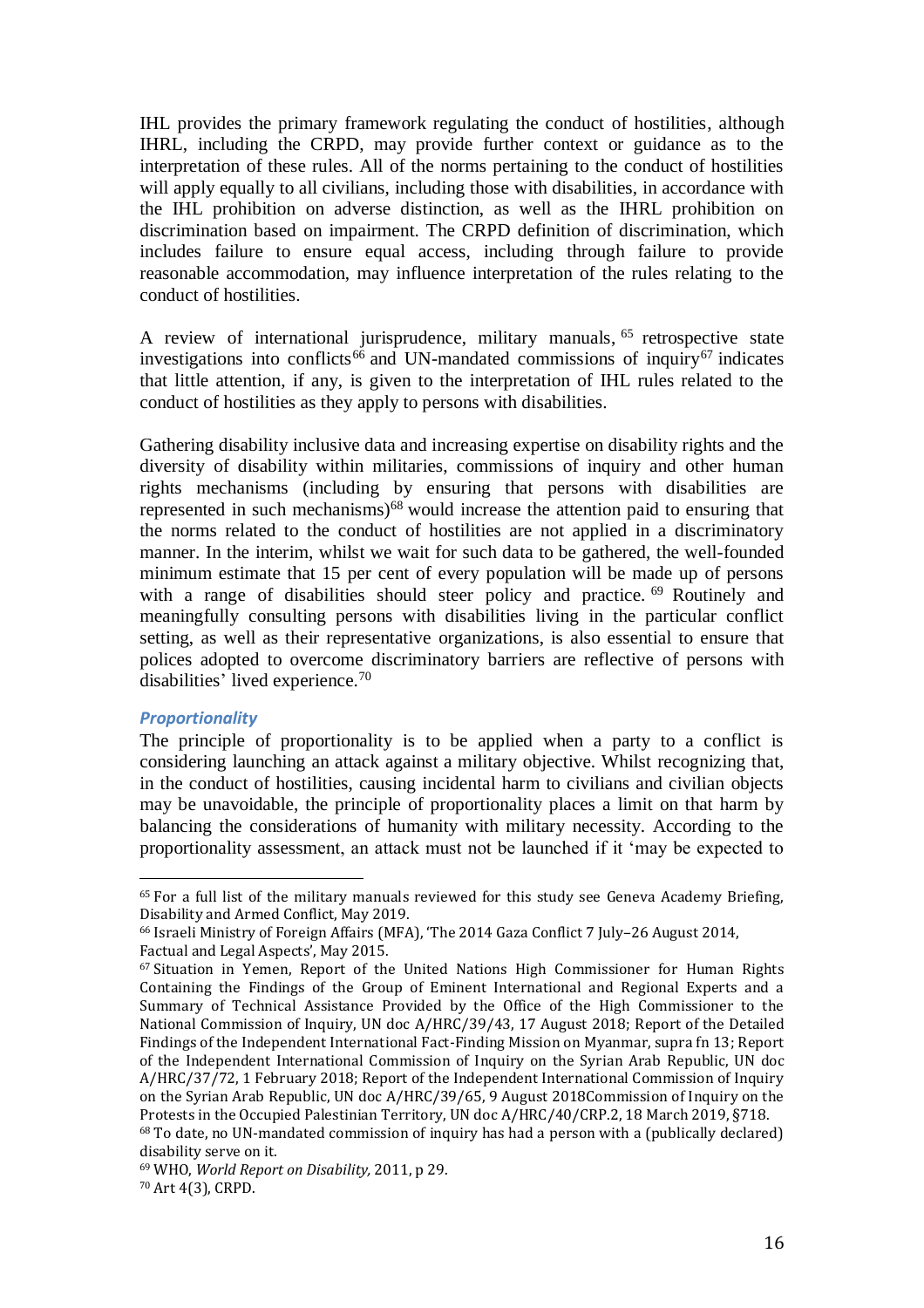IHL provides the primary framework regulating the conduct of hostilities, although IHRL, including the CRPD, may provide further context or guidance as to the interpretation of these rules. All of the norms pertaining to the conduct of hostilities will apply equally to all civilians, including those with disabilities, in accordance with the IHL prohibition on adverse distinction, as well as the IHRL prohibition on discrimination based on impairment. The CRPD definition of discrimination, which includes failure to ensure equal access, including through failure to provide reasonable accommodation, may influence interpretation of the rules relating to the conduct of hostilities.

A review of international jurisprudence, military manuals,[65] retrospective state investigations into conflicts[66] and UN-mandated commissions of inquiry[67] indicates that little attention, if any, is given to the interpretation of IHL rules related to the conduct of hostilities as they apply to persons with disabilities.

Gathering disability inclusive data and increasing expertise on disability rights and the diversity of disability within militaries, commissions of inquiry and other human rights mechanisms (including by ensuring that persons with disabilities are represented in such mechanisms)[68] would increase the attention paid to ensuring that the norms related to the conduct of hostilities are not applied in a discriminatory manner. In the interim, whilst we wait for such data to be gathered, the well-founded minimum estimate that 15 per cent of every population will be made up of persons with a range of disabilities should steer policy and practice.[69] Routinely and meaningfully consulting persons with disabilities living in the particular conflict setting, as well as their representative organizations, is also essential to ensure that polices adopted to overcome discriminatory barriers are reflective of persons with disabilities' lived experience.[70]

### *Proportionality*

The principle of proportionality is to be applied when a party to a conflict is considering launching an attack against a military objective. Whilst recognizing that, in the conduct of hostilities, causing incidental harm to civilians and civilian objects may be unavoidable, the principle of proportionality places a limit on that harm by balancing the considerations of humanity with military necessity. According to the proportionality assessment, an attack must not be launched if it 'may be expected to

---

[65] For a full list of the military manuals reviewed for this study see Geneva Academy Briefing, Disability and Armed Conflict, May 2019.

[66] Israeli Ministry of Foreign Affairs (MFA), 'The 2014 Gaza Conflict 7 July–26 August 2014, Factual and Legal Aspects', May 2015.

[67] Situation in Yemen, Report of the United Nations High Commissioner for Human Rights Containing the Findings of the Group of Eminent International and Regional Experts and a Summary of Technical Assistance Provided by the Office of the High Commissioner to the National Commission of Inquiry, UN doc A/HRC/39/43, 17 August 2018; Report of the Detailed Findings of the Independent International Fact-Finding Mission on Myanmar, supra fn 13; Report of the Independent International Commission of Inquiry on the Syrian Arab Republic, UN doc A/HRC/37/72, 1 February 2018; Report of the Independent International Commission of Inquiry on the Syrian Arab Republic, UN doc A/HRC/39/65, 9 August 2018Commission of Inquiry on the Protests in the Occupied Palestinian Territory, UN doc A/HRC/40/CRP.2, 18 March 2019, §718.

[68] To date, no UN-mandated commission of inquiry has had a person with a (publically declared) disability serve on it.

[69] WHO, *World Report on Disability,* 2011, p 29.

[70] Art 4(3), CRPD.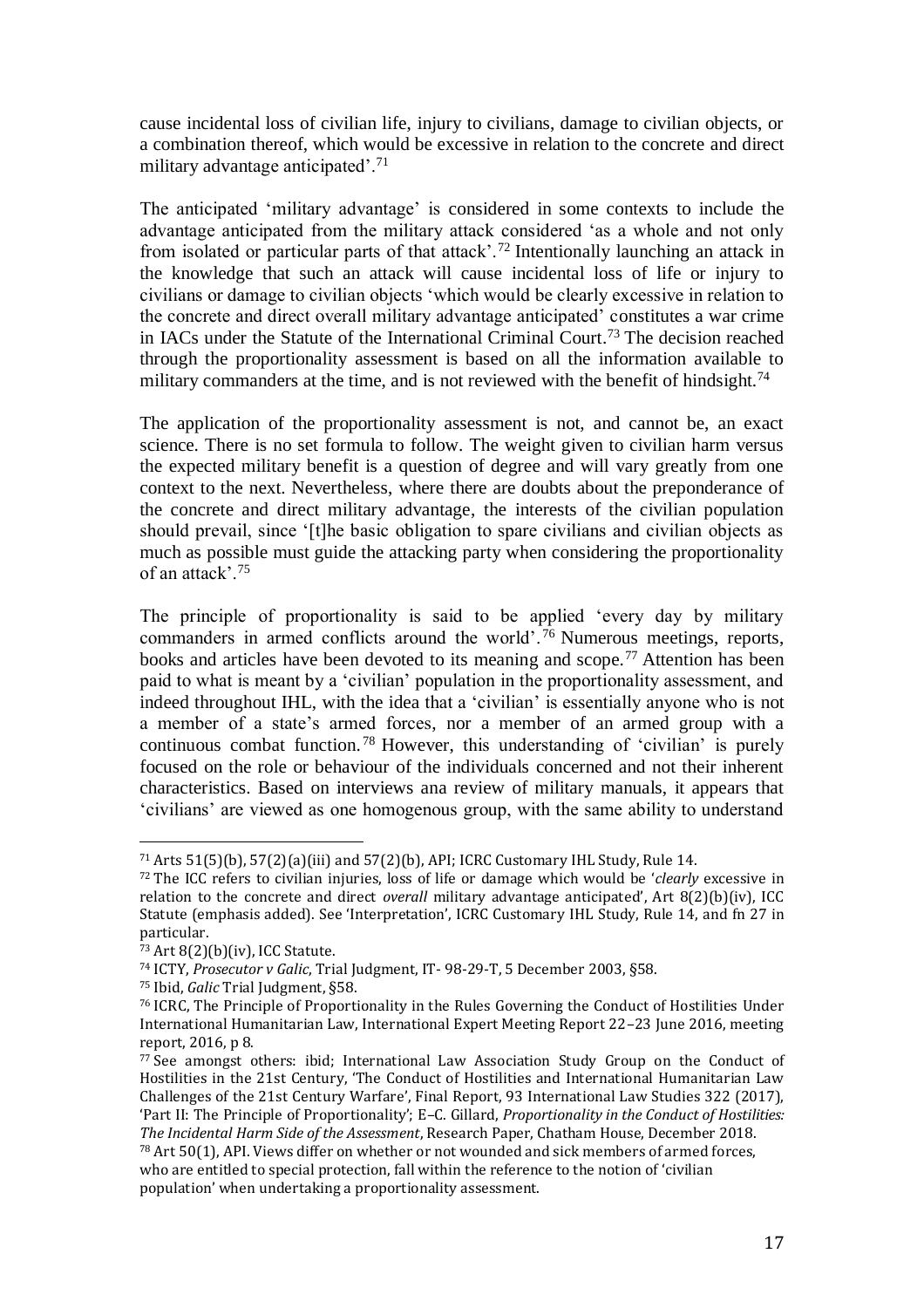cause incidental loss of civilian life, injury to civilians, damage to civilian objects, or a combination thereof, which would be excessive in relation to the concrete and direct military advantage anticipated'.[71]

The anticipated 'military advantage' is considered in some contexts to include the advantage anticipated from the military attack considered 'as a whole and not only from isolated or particular parts of that attack'.[72] Intentionally launching an attack in the knowledge that such an attack will cause incidental loss of life or injury to civilians or damage to civilian objects 'which would be clearly excessive in relation to the concrete and direct overall military advantage anticipated' constitutes a war crime in IACs under the Statute of the International Criminal Court.[73] The decision reached through the proportionality assessment is based on all the information available to military commanders at the time, and is not reviewed with the benefit of hindsight.[74]

The application of the proportionality assessment is not, and cannot be, an exact science. There is no set formula to follow. The weight given to civilian harm versus the expected military benefit is a question of degree and will vary greatly from one context to the next. Nevertheless, where there are doubts about the preponderance of the concrete and direct military advantage, the interests of the civilian population should prevail, since '[t]he basic obligation to spare civilians and civilian objects as much as possible must guide the attacking party when considering the proportionality of an attack'.[75]

The principle of proportionality is said to be applied 'every day by military commanders in armed conflicts around the world'.[76] Numerous meetings, reports, books and articles have been devoted to its meaning and scope.[77] Attention has been paid to what is meant by a 'civilian' population in the proportionality assessment, and indeed throughout IHL, with the idea that a 'civilian' is essentially anyone who is not a member of a state's armed forces, nor a member of an armed group with a continuous combat function.[78] However, this understanding of 'civilian' is purely focused on the role or behaviour of the individuals concerned and not their inherent characteristics. Based on interviews ana review of military manuals, it appears that 'civilians' are viewed as one homogenous group, with the same ability to understand

---

[71] Arts 51(5)(b), 57(2)(a)(iii) and 57(2)(b), API; ICRC Customary IHL Study, Rule 14.

[72] The ICC refers to civilian injuries, loss of life or damage which would be '*clearly* excessive in relation to the concrete and direct *overall* military advantage anticipated', Art 8(2)(b)(iv), ICC Statute (emphasis added). See 'Interpretation', ICRC Customary IHL Study, Rule 14, and fn 27 in particular.

[73] Art 8(2)(b)(iv), ICC Statute.

[74] ICTY, *Prosecutor v Galic*, Trial Judgment, IT- 98-29-T, 5 December 2003, §58.

[75] Ibid, *Galic* Trial Judgment, §58.

[76] ICRC, The Principle of Proportionality in the Rules Governing the Conduct of Hostilities Under International Humanitarian Law, International Expert Meeting Report 22–23 June 2016, meeting report, 2016, p 8.

[77] See amongst others: ibid; International Law Association Study Group on the Conduct of Hostilities in the 21st Century, 'The Conduct of Hostilities and International Humanitarian Law Challenges of the 21st Century Warfare', Final Report, 93 International Law Studies 322 (2017), 'Part II: The Principle of Proportionality'; E–C. Gillard, *Proportionality in the Conduct of Hostilities: The Incidental Harm Side of the Assessment*, Research Paper, Chatham House, December 2018.

[78] Art 50(1), API. Views differ on whether or not wounded and sick members of armed forces, who are entitled to special protection, fall within the reference to the notion of 'civilian population' when undertaking a proportionality assessment.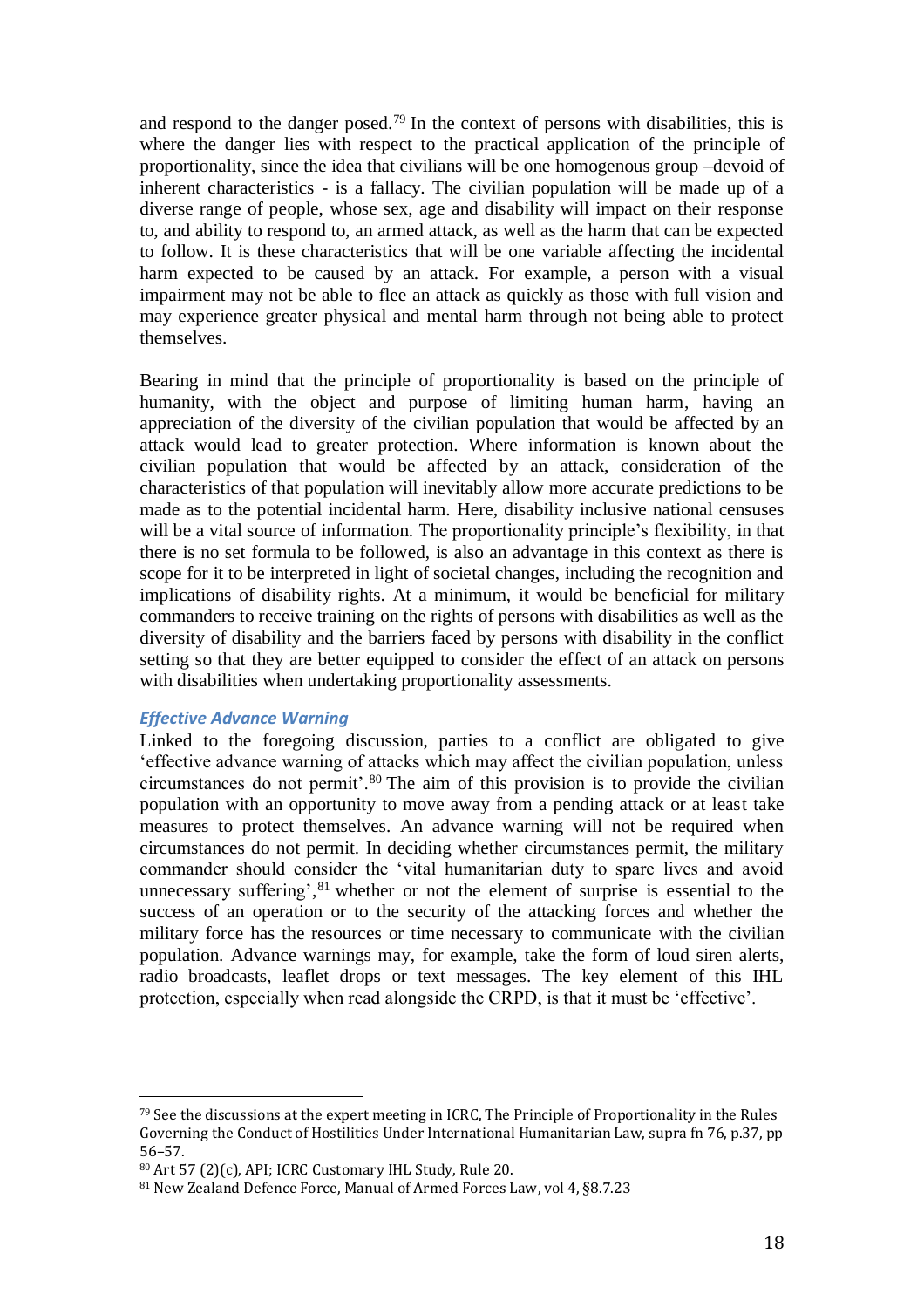and respond to the danger posed.[79] In the context of persons with disabilities, this is where the danger lies with respect to the practical application of the principle of proportionality, since the idea that civilians will be one homogenous group –devoid of inherent characteristics - is a fallacy. The civilian population will be made up of a diverse range of people, whose sex, age and disability will impact on their response to, and ability to respond to, an armed attack, as well as the harm that can be expected to follow. It is these characteristics that will be one variable affecting the incidental harm expected to be caused by an attack. For example, a person with a visual impairment may not be able to flee an attack as quickly as those with full vision and may experience greater physical and mental harm through not being able to protect themselves.

Bearing in mind that the principle of proportionality is based on the principle of humanity, with the object and purpose of limiting human harm, having an appreciation of the diversity of the civilian population that would be affected by an attack would lead to greater protection. Where information is known about the civilian population that would be affected by an attack, consideration of the characteristics of that population will inevitably allow more accurate predictions to be made as to the potential incidental harm. Here, disability inclusive national censuses will be a vital source of information. The proportionality principle's flexibility, in that there is no set formula to be followed, is also an advantage in this context as there is scope for it to be interpreted in light of societal changes, including the recognition and implications of disability rights. At a minimum, it would be beneficial for military commanders to receive training on the rights of persons with disabilities as well as the diversity of disability and the barriers faced by persons with disability in the conflict setting so that they are better equipped to consider the effect of an attack on persons with disabilities when undertaking proportionality assessments.

### *Effective Advance Warning*

Linked to the foregoing discussion, parties to a conflict are obligated to give 'effective advance warning of attacks which may affect the civilian population, unless circumstances do not permit'.[80] The aim of this provision is to provide the civilian population with an opportunity to move away from a pending attack or at least take measures to protect themselves. An advance warning will not be required when circumstances do not permit. In deciding whether circumstances permit, the military commander should consider the 'vital humanitarian duty to spare lives and avoid unnecessary suffering',[81] whether or not the element of surprise is essential to the success of an operation or to the security of the attacking forces and whether the military force has the resources or time necessary to communicate with the civilian population. Advance warnings may, for example, take the form of loud siren alerts, radio broadcasts, leaflet drops or text messages. The key element of this IHL protection, especially when read alongside the CRPD, is that it must be 'effective'.

---

[79] See the discussions at the expert meeting in ICRC, The Principle of Proportionality in the Rules Governing the Conduct of Hostilities Under International Humanitarian Law, supra fn 76, p.37, pp 56–57.

[80] Art 57 (2)(c), API; ICRC Customary IHL Study, Rule 20.

[81] New Zealand Defence Force, Manual of Armed Forces Law, vol 4, §8.7.23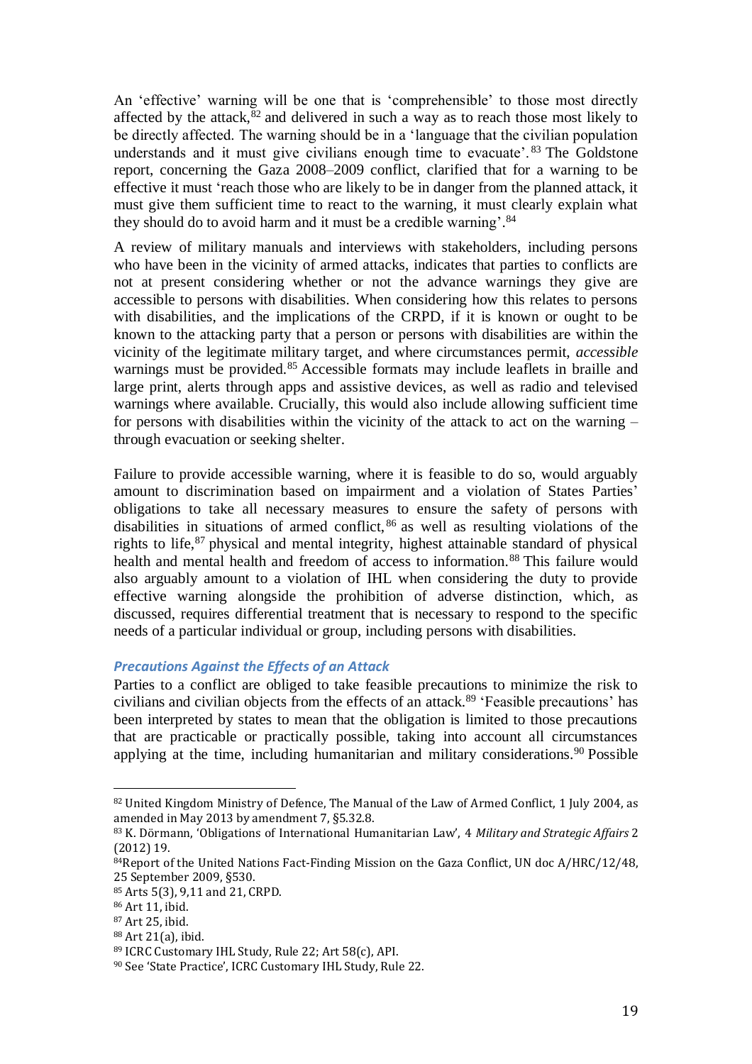An 'effective' warning will be one that is 'comprehensible' to those most directly affected by the attack,[82] and delivered in such a way as to reach those most likely to be directly affected. The warning should be in a 'language that the civilian population understands and it must give civilians enough time to evacuate'.[83] The Goldstone report, concerning the Gaza 2008–2009 conflict, clarified that for a warning to be effective it must 'reach those who are likely to be in danger from the planned attack, it must give them sufficient time to react to the warning, it must clearly explain what they should do to avoid harm and it must be a credible warning'.[84]

A review of military manuals and interviews with stakeholders, including persons who have been in the vicinity of armed attacks, indicates that parties to conflicts are not at present considering whether or not the advance warnings they give are accessible to persons with disabilities. When considering how this relates to persons with disabilities, and the implications of the CRPD, if it is known or ought to be known to the attacking party that a person or persons with disabilities are within the vicinity of the legitimate military target, and where circumstances permit, *accessible* warnings must be provided.[85] Accessible formats may include leaflets in braille and large print, alerts through apps and assistive devices, as well as radio and televised warnings where available. Crucially, this would also include allowing sufficient time for persons with disabilities within the vicinity of the attack to act on the warning – through evacuation or seeking shelter.

Failure to provide accessible warning, where it is feasible to do so, would arguably amount to discrimination based on impairment and a violation of States Parties' obligations to take all necessary measures to ensure the safety of persons with disabilities in situations of armed conflict,[86] as well as resulting violations of the rights to life,[87] physical and mental integrity, highest attainable standard of physical health and mental health and freedom of access to information.[88] This failure would also arguably amount to a violation of IHL when considering the duty to provide effective warning alongside the prohibition of adverse distinction, which, as discussed, requires differential treatment that is necessary to respond to the specific needs of a particular individual or group, including persons with disabilities.

### *Precautions Against the Effects of an Attack*

Parties to a conflict are obliged to take feasible precautions to minimize the risk to civilians and civilian objects from the effects of an attack.[89] 'Feasible precautions' has been interpreted by states to mean that the obligation is limited to those precautions that are practicable or practically possible, taking into account all circumstances applying at the time, including humanitarian and military considerations.[90] Possible

---

[82] United Kingdom Ministry of Defence, The Manual of the Law of Armed Conflict, 1 July 2004, as amended in May 2013 by amendment 7, §5.32.8.

[83] K. Dörmann, 'Obligations of International Humanitarian Law', 4 *Military and Strategic Affairs* 2 (2012) 19.

[84] Report of the United Nations Fact-Finding Mission on the Gaza Conflict, UN doc A/HRC/12/48, 25 September 2009, §530.

[85] Arts 5(3), 9,11 and 21, CRPD.

[86] Art 11, ibid.

[87] Art 25, ibid.

[88] Art 21(a), ibid.

[89] ICRC Customary IHL Study, Rule 22; Art 58(c), API.

[90] See 'State Practice', ICRC Customary IHL Study, Rule 22.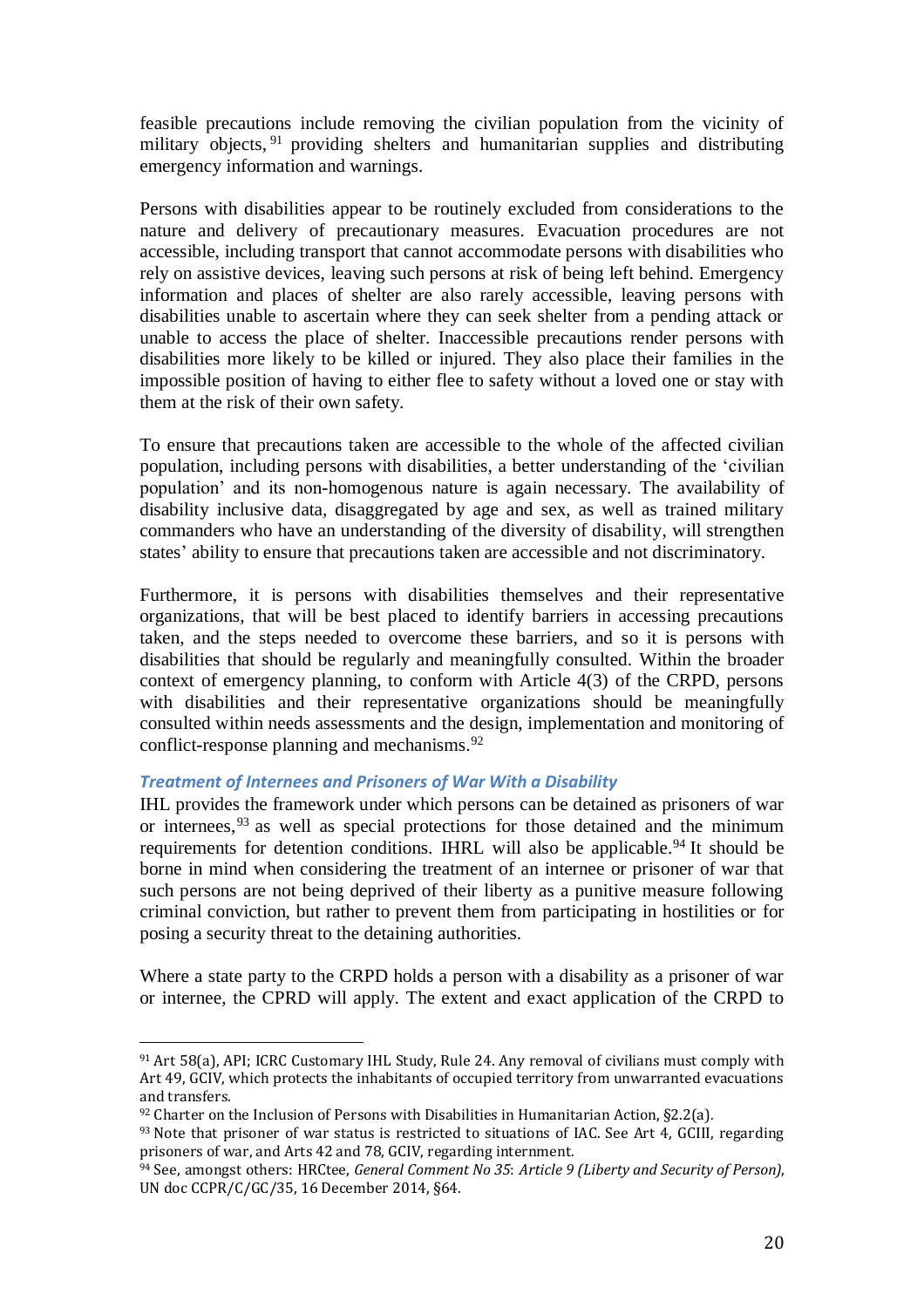feasible precautions include removing the civilian population from the vicinity of military objects,[91] providing shelters and humanitarian supplies and distributing emergency information and warnings.

Persons with disabilities appear to be routinely excluded from considerations to the nature and delivery of precautionary measures. Evacuation procedures are not accessible, including transport that cannot accommodate persons with disabilities who rely on assistive devices, leaving such persons at risk of being left behind. Emergency information and places of shelter are also rarely accessible, leaving persons with disabilities unable to ascertain where they can seek shelter from a pending attack or unable to access the place of shelter. Inaccessible precautions render persons with disabilities more likely to be killed or injured. They also place their families in the impossible position of having to either flee to safety without a loved one or stay with them at the risk of their own safety.

To ensure that precautions taken are accessible to the whole of the affected civilian population, including persons with disabilities, a better understanding of the 'civilian population' and its non-homogenous nature is again necessary. The availability of disability inclusive data, disaggregated by age and sex, as well as trained military commanders who have an understanding of the diversity of disability, will strengthen states' ability to ensure that precautions taken are accessible and not discriminatory.

Furthermore, it is persons with disabilities themselves and their representative organizations, that will be best placed to identify barriers in accessing precautions taken, and the steps needed to overcome these barriers, and so it is persons with disabilities that should be regularly and meaningfully consulted. Within the broader context of emergency planning, to conform with Article 4(3) of the CRPD, persons with disabilities and their representative organizations should be meaningfully consulted within needs assessments and the design, implementation and monitoring of conflict-response planning and mechanisms.[92]

### *Treatment of Internees and Prisoners of War With a Disability*

IHL provides the framework under which persons can be detained as prisoners of war or internees,[93] as well as special protections for those detained and the minimum requirements for detention conditions. IHRL will also be applicable.[94] It should be borne in mind when considering the treatment of an internee or prisoner of war that such persons are not being deprived of their liberty as a punitive measure following criminal conviction, but rather to prevent them from participating in hostilities or for posing a security threat to the detaining authorities.

Where a state party to the CRPD holds a person with a disability as a prisoner of war or internee, the CPRD will apply. The extent and exact application of the CRPD to

---

[91] Art 58(a), API; ICRC Customary IHL Study, Rule 24. Any removal of civilians must comply with Art 49, GCIV, which protects the inhabitants of occupied territory from unwarranted evacuations and transfers.

[92] Charter on the Inclusion of Persons with Disabilities in Humanitarian Action, §2.2(a).

[93] Note that prisoner of war status is restricted to situations of IAC. See Art 4, GCIII, regarding prisoners of war, and Arts 42 and 78, GCIV, regarding internment.

[94] See, amongst others: HRCtee, *General Comment No 35*: *Article 9 (Liberty and Security of Person)*, UN doc CCPR/C/GC/35, 16 December 2014, §64.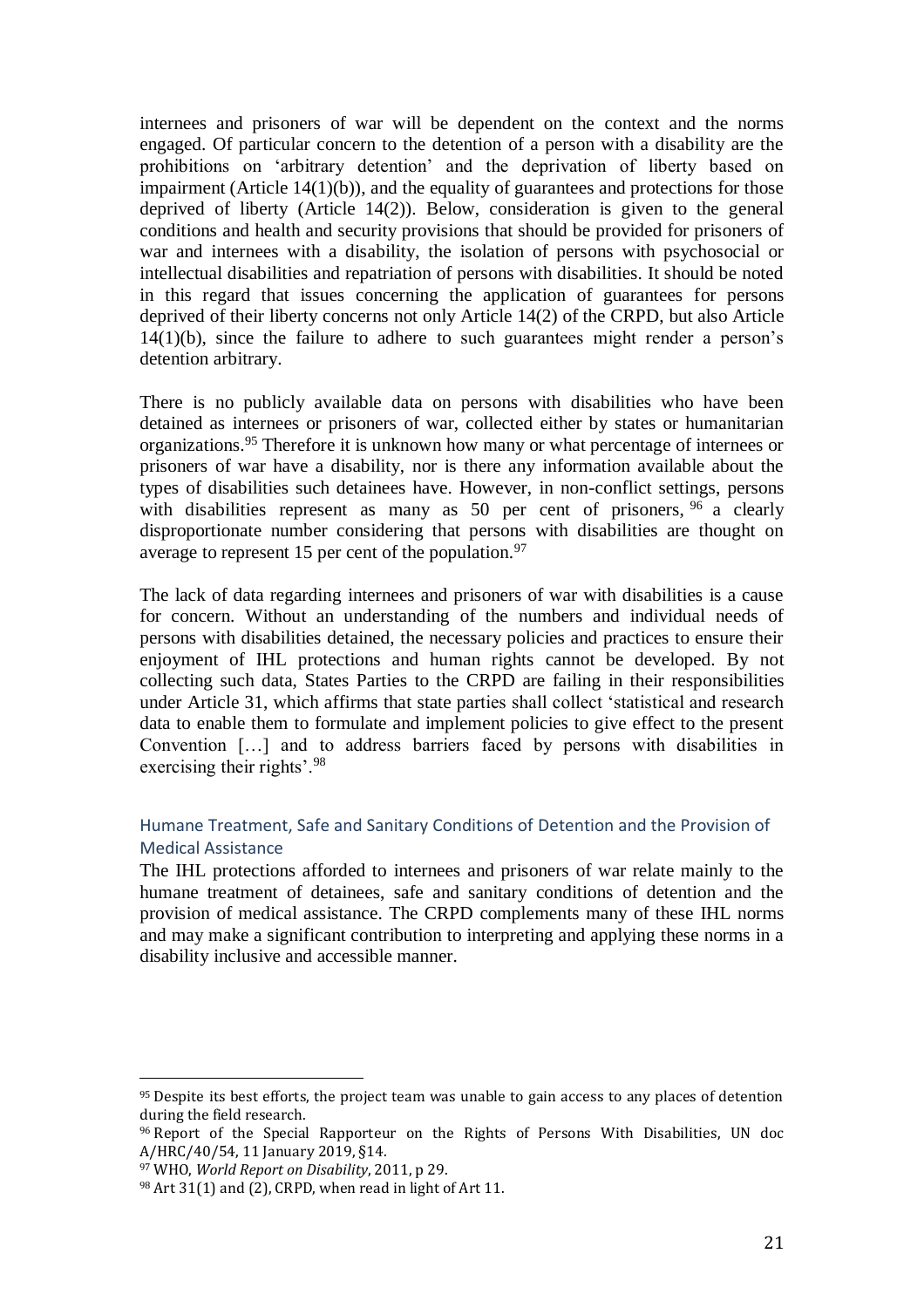internees and prisoners of war will be dependent on the context and the norms engaged. Of particular concern to the detention of a person with a disability are the prohibitions on 'arbitrary detention' and the deprivation of liberty based on impairment (Article 14(1)(b)), and the equality of guarantees and protections for those deprived of liberty (Article 14(2)). Below, consideration is given to the general conditions and health and security provisions that should be provided for prisoners of war and internees with a disability, the isolation of persons with psychosocial or intellectual disabilities and repatriation of persons with disabilities. It should be noted in this regard that issues concerning the application of guarantees for persons deprived of their liberty concerns not only Article 14(2) of the CRPD, but also Article 14(1)(b), since the failure to adhere to such guarantees might render a person's detention arbitrary.

There is no publicly available data on persons with disabilities who have been detained as internees or prisoners of war, collected either by states or humanitarian organizations.[95] Therefore it is unknown how many or what percentage of internees or prisoners of war have a disability, nor is there any information available about the types of disabilities such detainees have. However, in non-conflict settings, persons with disabilities represent as many as 50 per cent of prisoners,[96] a clearly disproportionate number considering that persons with disabilities are thought on average to represent 15 per cent of the population.[97]

The lack of data regarding internees and prisoners of war with disabilities is a cause for concern. Without an understanding of the numbers and individual needs of persons with disabilities detained, the necessary policies and practices to ensure their enjoyment of IHL protections and human rights cannot be developed. By not collecting such data, States Parties to the CRPD are failing in their responsibilities under Article 31, which affirms that state parties shall collect 'statistical and research data to enable them to formulate and implement policies to give effect to the present Convention […] and to address barriers faced by persons with disabilities in exercising their rights'.[98]

### Humane Treatment, Safe and Sanitary Conditions of Detention and the Provision of Medical Assistance

The IHL protections afforded to internees and prisoners of war relate mainly to the humane treatment of detainees, safe and sanitary conditions of detention and the provision of medical assistance. The CRPD complements many of these IHL norms and may make a significant contribution to interpreting and applying these norms in a disability inclusive and accessible manner.

---

[95] Despite its best efforts, the project team was unable to gain access to any places of detention during the field research.

[96] Report of the Special Rapporteur on the Rights of Persons With Disabilities, UN doc A/HRC/40/54, 11 January 2019, §14.

[97] WHO, *World Report on Disability*, 2011, p 29.

[98] Art 31(1) and (2), CRPD, when read in light of Art 11.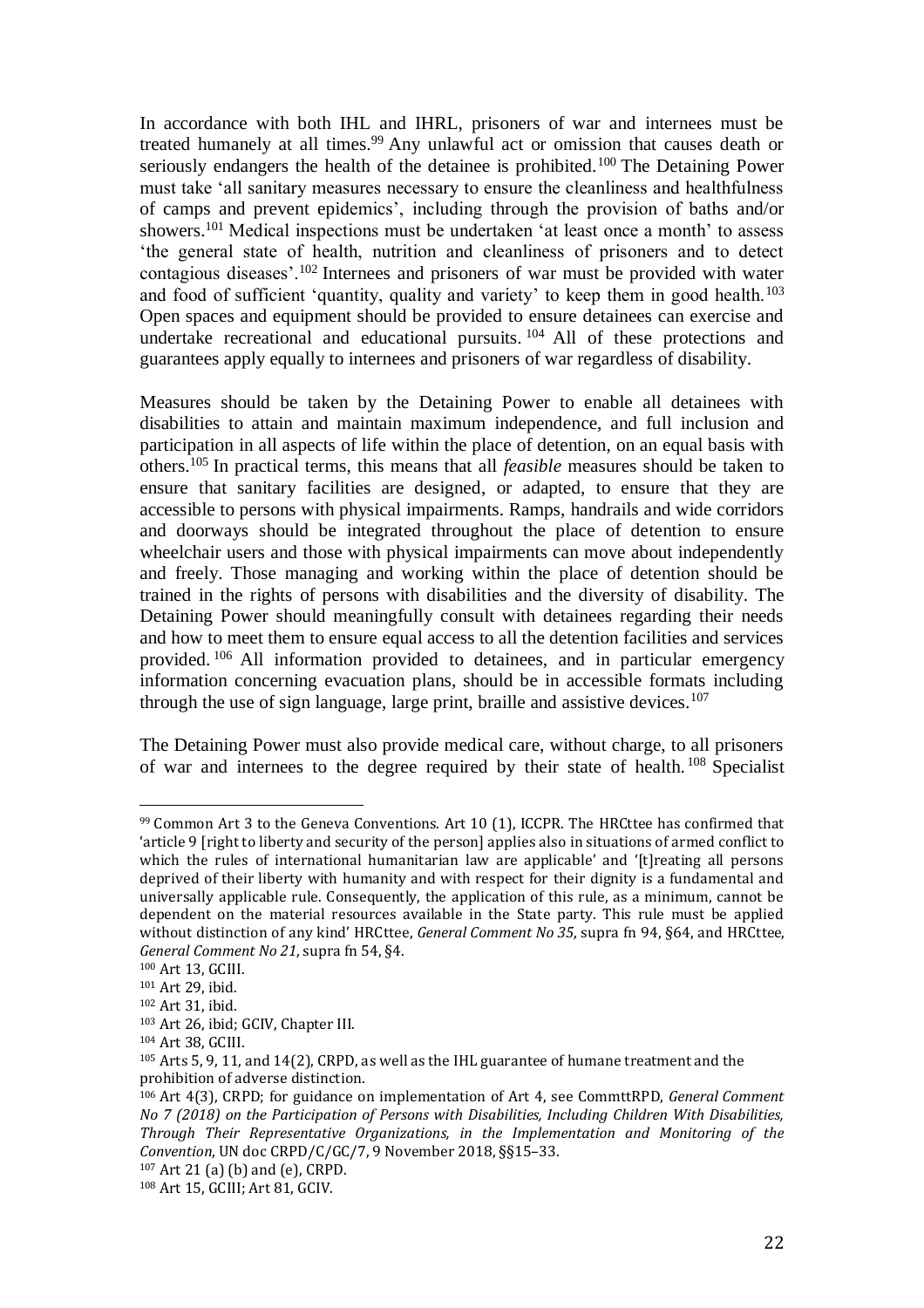In accordance with both IHL and IHRL, prisoners of war and internees must be treated humanely at all times.[99] Any unlawful act or omission that causes death or seriously endangers the health of the detainee is prohibited.[100] The Detaining Power must take 'all sanitary measures necessary to ensure the cleanliness and healthfulness of camps and prevent epidemics', including through the provision of baths and/or showers.[101] Medical inspections must be undertaken 'at least once a month' to assess 'the general state of health, nutrition and cleanliness of prisoners and to detect contagious diseases'.[102] Internees and prisoners of war must be provided with water and food of sufficient 'quantity, quality and variety' to keep them in good health.[103] Open spaces and equipment should be provided to ensure detainees can exercise and undertake recreational and educational pursuits.[104] All of these protections and guarantees apply equally to internees and prisoners of war regardless of disability.

Measures should be taken by the Detaining Power to enable all detainees with disabilities to attain and maintain maximum independence, and full inclusion and participation in all aspects of life within the place of detention, on an equal basis with others.[105] In practical terms, this means that all *feasible* measures should be taken to ensure that sanitary facilities are designed, or adapted, to ensure that they are accessible to persons with physical impairments. Ramps, handrails and wide corridors and doorways should be integrated throughout the place of detention to ensure wheelchair users and those with physical impairments can move about independently and freely. Those managing and working within the place of detention should be trained in the rights of persons with disabilities and the diversity of disability. The Detaining Power should meaningfully consult with detainees regarding their needs and how to meet them to ensure equal access to all the detention facilities and services provided.[106] All information provided to detainees, and in particular emergency information concerning evacuation plans, should be in accessible formats including through the use of sign language, large print, braille and assistive devices.[107]

The Detaining Power must also provide medical care, without charge, to all prisoners of war and internees to the degree required by their state of health.[108] Specialist

---

[99] Common Art 3 to the Geneva Conventions. Art 10 (1), ICCPR. The HRCttee has confirmed that 'article 9 [right to liberty and security of the person] applies also in situations of armed conflict to which the rules of international humanitarian law are applicable' and '[t]reating all persons deprived of their liberty with humanity and with respect for their dignity is a fundamental and universally applicable rule. Consequently, the application of this rule, as a minimum, cannot be dependent on the material resources available in the State party. This rule must be applied without distinction of any kind' HRCttee, *General Comment No 35*, supra fn 94, §64, and HRCttee, *General Comment No 21*, supra fn 54, §4.

[100] Art 13, GCIII.

[101] Art 29, ibid.

[102] Art 31, ibid.

[103] Art 26, ibid; GCIV, Chapter III.

[104] Art 38, GCIII.

[105] Arts 5, 9, 11, and 14(2), CRPD, as well as the IHL guarantee of humane treatment and the prohibition of adverse distinction.

[106] Art 4(3), CRPD; for guidance on implementation of Art 4, see CommttRPD, *General Comment No 7 (2018) on the Participation of Persons with Disabilities, Including Children With Disabilities, Through Their Representative Organizations, in the Implementation and Monitoring of the Convention*, UN doc CRPD/C/GC/7, 9 November 2018, §§15–33.

[107] Art 21 (a) (b) and (e), CRPD.

[108] Art 15, GCIII; Art 81, GCIV.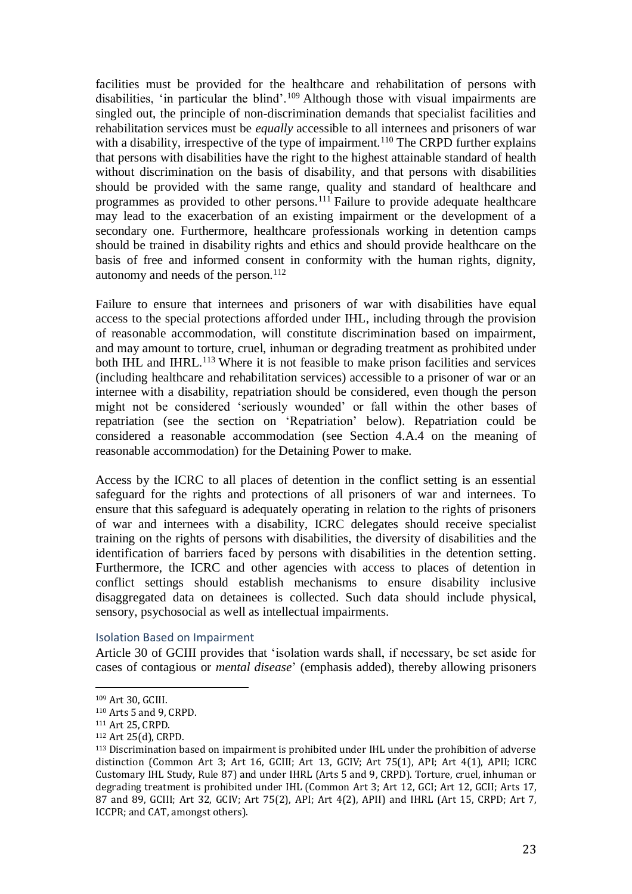facilities must be provided for the healthcare and rehabilitation of persons with disabilities, 'in particular the blind'.[109] Although those with visual impairments are singled out, the principle of non-discrimination demands that specialist facilities and rehabilitation services must be *equally* accessible to all internees and prisoners of war with a disability, irrespective of the type of impairment.[110] The CRPD further explains that persons with disabilities have the right to the highest attainable standard of health without discrimination on the basis of disability, and that persons with disabilities should be provided with the same range, quality and standard of healthcare and programmes as provided to other persons.[111] Failure to provide adequate healthcare may lead to the exacerbation of an existing impairment or the development of a secondary one. Furthermore, healthcare professionals working in detention camps should be trained in disability rights and ethics and should provide healthcare on the basis of free and informed consent in conformity with the human rights, dignity, autonomy and needs of the person.[112]

Failure to ensure that internees and prisoners of war with disabilities have equal access to the special protections afforded under IHL, including through the provision of reasonable accommodation, will constitute discrimination based on impairment, and may amount to torture, cruel, inhuman or degrading treatment as prohibited under both IHL and IHRL.[113] Where it is not feasible to make prison facilities and services (including healthcare and rehabilitation services) accessible to a prisoner of war or an internee with a disability, repatriation should be considered, even though the person might not be considered 'seriously wounded' or fall within the other bases of repatriation (see the section on 'Repatriation' below). Repatriation could be considered a reasonable accommodation (see Section 4.A.4 on the meaning of reasonable accommodation) for the Detaining Power to make.

Access by the ICRC to all places of detention in the conflict setting is an essential safeguard for the rights and protections of all prisoners of war and internees. To ensure that this safeguard is adequately operating in relation to the rights of prisoners of war and internees with a disability, ICRC delegates should receive specialist training on the rights of persons with disabilities, the diversity of disabilities and the identification of barriers faced by persons with disabilities in the detention setting. Furthermore, the ICRC and other agencies with access to places of detention in conflict settings should establish mechanisms to ensure disability inclusive disaggregated data on detainees is collected. Such data should include physical, sensory, psychosocial as well as intellectual impairments.

### Isolation Based on Impairment

Article 30 of GCIII provides that 'isolation wards shall, if necessary, be set aside for cases of contagious or *mental disease*' (emphasis added), thereby allowing prisoners

---

[109] Art 30, GCIII.

[110] Arts 5 and 9, CRPD.

[111] Art 25, CRPD.

[112] Art 25(d), CRPD.

[113] Discrimination based on impairment is prohibited under IHL under the prohibition of adverse distinction (Common Art 3; Art 16, GCIII; Art 13, GCIV; Art 75(1), API; Art 4(1), APII; ICRC Customary IHL Study, Rule 87) and under IHRL (Arts 5 and 9, CRPD). Torture, cruel, inhuman or degrading treatment is prohibited under IHL (Common Art 3; Art 12, GCI; Art 12, GCII; Arts 17, 87 and 89, GCIII; Art 32, GCIV; Art 75(2), API; Art 4(2), APII) and IHRL (Art 15, CRPD; Art 7, ICCPR; and CAT, amongst others).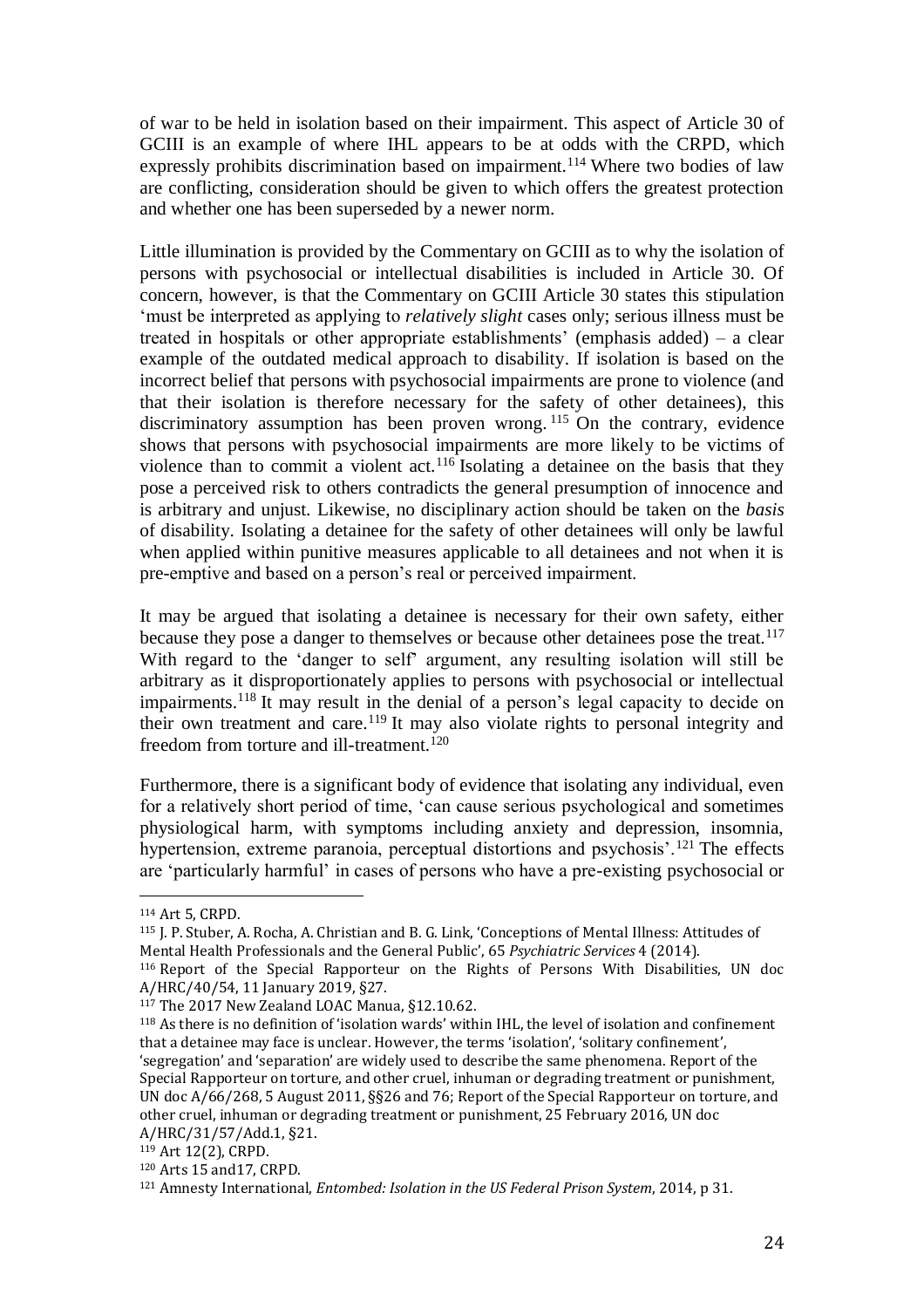of war to be held in isolation based on their impairment. This aspect of Article 30 of GCIII is an example of where IHL appears to be at odds with the CRPD, which expressly prohibits discrimination based on impairment.[114] Where two bodies of law are conflicting, consideration should be given to which offers the greatest protection and whether one has been superseded by a newer norm.

Little illumination is provided by the Commentary on GCIII as to why the isolation of persons with psychosocial or intellectual disabilities is included in Article 30. Of concern, however, is that the Commentary on GCIII Article 30 states this stipulation 'must be interpreted as applying to *relatively slight* cases only; serious illness must be treated in hospitals or other appropriate establishments' (emphasis added) – a clear example of the outdated medical approach to disability. If isolation is based on the incorrect belief that persons with psychosocial impairments are prone to violence (and that their isolation is therefore necessary for the safety of other detainees), this discriminatory assumption has been proven wrong.[115] On the contrary, evidence shows that persons with psychosocial impairments are more likely to be victims of violence than to commit a violent act.[116] Isolating a detainee on the basis that they pose a perceived risk to others contradicts the general presumption of innocence and is arbitrary and unjust. Likewise, no disciplinary action should be taken on the *basis* of disability. Isolating a detainee for the safety of other detainees will only be lawful when applied within punitive measures applicable to all detainees and not when it is pre-emptive and based on a person's real or perceived impairment.

It may be argued that isolating a detainee is necessary for their own safety, either because they pose a danger to themselves or because other detainees pose the treat.[117] With regard to the 'danger to self' argument, any resulting isolation will still be arbitrary as it disproportionately applies to persons with psychosocial or intellectual impairments.[118] It may result in the denial of a person's legal capacity to decide on their own treatment and care.[119] It may also violate rights to personal integrity and freedom from torture and ill-treatment.[120]

Furthermore, there is a significant body of evidence that isolating any individual, even for a relatively short period of time, 'can cause serious psychological and sometimes physiological harm, with symptoms including anxiety and depression, insomnia, hypertension, extreme paranoia, perceptual distortions and psychosis'.[121] The effects are 'particularly harmful' in cases of persons who have a pre-existing psychosocial or

---

[114] Art 5, CRPD.

[115] J. P. Stuber, A. Rocha, A. Christian and B. G. Link, 'Conceptions of Mental Illness: Attitudes of Mental Health Professionals and the General Public', 65 *Psychiatric Services* 4 (2014).

[116] Report of the Special Rapporteur on the Rights of Persons With Disabilities, UN doc A/HRC/40/54, 11 January 2019, §27.

[117] The 2017 New Zealand LOAC Manua, §12.10.62.

[118] As there is no definition of 'isolation wards' within IHL, the level of isolation and confinement that a detainee may face is unclear. However, the terms 'isolation', 'solitary confinement', 'segregation' and 'separation' are widely used to describe the same phenomena. Report of the Special Rapporteur on torture, and other cruel, inhuman or degrading treatment or punishment, UN doc A/66/268, 5 August 2011, §§26 and 76; Report of the Special Rapporteur on torture, and other cruel, inhuman or degrading treatment or punishment, 25 February 2016, UN doc A/HRC/31/57/Add.1, §21.

[119] Art 12(2), CRPD.

[120] Arts 15 and17, CRPD.

[121] Amnesty International, *Entombed: Isolation in the US Federal Prison System*, 2014, p 31.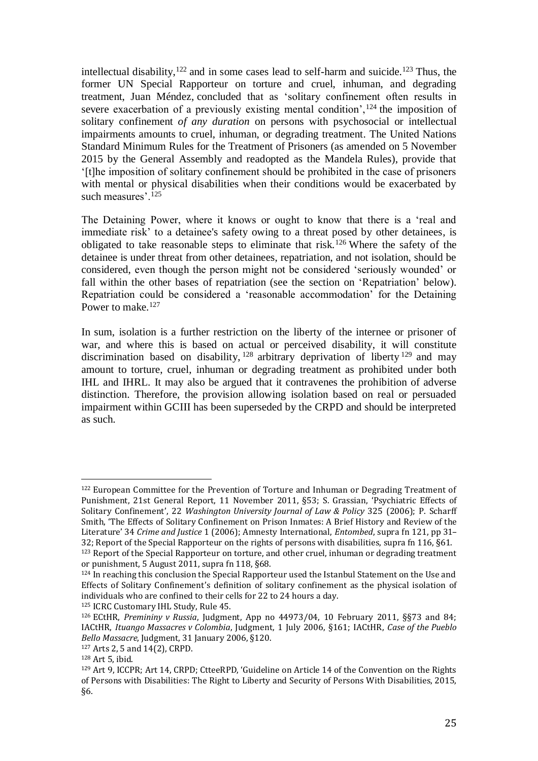intellectual disability,[122] and in some cases lead to self-harm and suicide.[123] Thus, the former UN Special Rapporteur on torture and cruel, inhuman, and degrading treatment, Juan Méndez, concluded that as 'solitary confinement often results in severe exacerbation of a previously existing mental condition',[124] the imposition of solitary confinement *of any duration* on persons with psychosocial or intellectual impairments amounts to cruel, inhuman, or degrading treatment. The United Nations Standard Minimum Rules for the Treatment of Prisoners (as amended on 5 November 2015 by the General Assembly and readopted as the Mandela Rules), provide that '[t]he imposition of solitary confinement should be prohibited in the case of prisoners with mental or physical disabilities when their conditions would be exacerbated by such measures'.[125]

The Detaining Power, where it knows or ought to know that there is a 'real and immediate risk' to a detainee's safety owing to a threat posed by other detainees, is obligated to take reasonable steps to eliminate that risk.[126] Where the safety of the detainee is under threat from other detainees, repatriation, and not isolation, should be considered, even though the person might not be considered 'seriously wounded' or fall within the other bases of repatriation (see the section on 'Repatriation' below). Repatriation could be considered a 'reasonable accommodation' for the Detaining Power to make.[127]

In sum, isolation is a further restriction on the liberty of the internee or prisoner of war, and where this is based on actual or perceived disability, it will constitute discrimination based on disability,[128] arbitrary deprivation of liberty[129] and may amount to torture, cruel, inhuman or degrading treatment as prohibited under both IHL and IHRL. It may also be argued that it contravenes the prohibition of adverse distinction. Therefore, the provision allowing isolation based on real or persuaded impairment within GCIII has been superseded by the CRPD and should be interpreted as such.

---

[122] European Committee for the Prevention of Torture and Inhuman or Degrading Treatment of Punishment, 21st General Report, 11 November 2011, §53; S. Grassian, 'Psychiatric Effects of Solitary Confinement', 22 *Washington University Journal of Law & Policy* 325 (2006); P. Scharff Smith, 'The Effects of Solitary Confinement on Prison Inmates: A Brief History and Review of the Literature' 34 *Crime and Justice* 1 (2006); Amnesty International, *Entombed*, supra fn 121, pp 31–32; Report of the Special Rapporteur on the rights of persons with disabilities, supra fn 116, §61.

[123] Report of the Special Rapporteur on torture, and other cruel, inhuman or degrading treatment or punishment, 5 August 2011, supra fn 118, §68.

[124] In reaching this conclusion the Special Rapporteur used the Istanbul Statement on the Use and Effects of Solitary Confinement's definition of solitary confinement as the physical isolation of individuals who are confined to their cells for 22 to 24 hours a day.

[125] ICRC Customary IHL Study, Rule 45.

[126] ECtHR, *Premininy v Russia*, Judgment, App no 44973/04, 10 February 2011, §§73 and 84; IACtHR, *Ituango Massacres v Colombia*, Judgment, 1 July 2006, §161; IACtHR, *Case of the Pueblo Bello Massacre*, Judgment, 31 January 2006, §120.

[127] Arts 2, 5 and 14(2), CRPD.

[128] Art 5, ibid.

[129] Art 9, ICCPR; Art 14, CRPD; CtteeRPD, 'Guideline on Article 14 of the Convention on the Rights of Persons with Disabilities: The Right to Liberty and Security of Persons With Disabilities, 2015, §6.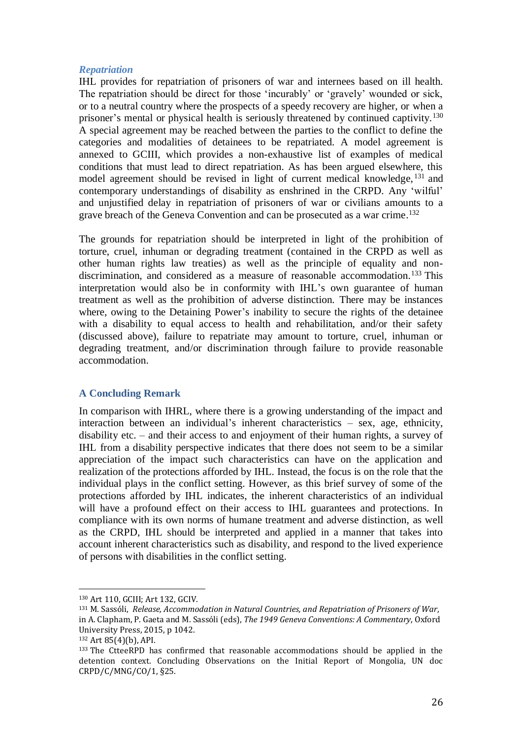### *Repatriation*

IHL provides for repatriation of prisoners of war and internees based on ill health. The repatriation should be direct for those 'incurably' or 'gravely' wounded or sick, or to a neutral country where the prospects of a speedy recovery are higher, or when a prisoner's mental or physical health is seriously threatened by continued captivity.[130] A special agreement may be reached between the parties to the conflict to define the categories and modalities of detainees to be repatriated. A model agreement is annexed to GCIII, which provides a non-exhaustive list of examples of medical conditions that must lead to direct repatriation. As has been argued elsewhere, this model agreement should be revised in light of current medical knowledge,[131] and contemporary understandings of disability as enshrined in the CRPD. Any 'wilful' and unjustified delay in repatriation of prisoners of war or civilians amounts to a grave breach of the Geneva Convention and can be prosecuted as a war crime.[132]

The grounds for repatriation should be interpreted in light of the prohibition of torture, cruel, inhuman or degrading treatment (contained in the CRPD as well as other human rights law treaties) as well as the principle of equality and non-discrimination, and considered as a measure of reasonable accommodation.[133] This interpretation would also be in conformity with IHL's own guarantee of human treatment as well as the prohibition of adverse distinction. There may be instances where, owing to the Detaining Power's inability to secure the rights of the detainee with a disability to equal access to health and rehabilitation, and/or their safety (discussed above), failure to repatriate may amount to torture, cruel, inhuman or degrading treatment, and/or discrimination through failure to provide reasonable accommodation.

## A Concluding Remark

In comparison with IHRL, where there is a growing understanding of the impact and interaction between an individual's inherent characteristics – sex, age, ethnicity, disability etc. – and their access to and enjoyment of their human rights, a survey of IHL from a disability perspective indicates that there does not seem to be a similar appreciation of the impact such characteristics can have on the application and realization of the protections afforded by IHL. Instead, the focus is on the role that the individual plays in the conflict setting. However, as this brief survey of some of the protections afforded by IHL indicates, the inherent characteristics of an individual will have a profound effect on their access to IHL guarantees and protections. In compliance with its own norms of humane treatment and adverse distinction, as well as the CRPD, IHL should be interpreted and applied in a manner that takes into account inherent characteristics such as disability, and respond to the lived experience of persons with disabilities in the conflict setting.

---

[130] Art 110, GCIII; Art 132, GCIV.

[131] M. Sassóli, *Release, Accommodation in Natural Countries, and Repatriation of Prisoners of War*, in A. Clapham, P. Gaeta and M. Sassóli (eds), *The 1949 Geneva Conventions: A Commentary*, Oxford University Press, 2015, p 1042.

[132] Art 85(4)(b), API.

[133] The CtteeRPD has confirmed that reasonable accommodations should be applied in the detention context. Concluding Observations on the Initial Report of Mongolia, UN doc CRPD/C/MNG/CO/1, §25.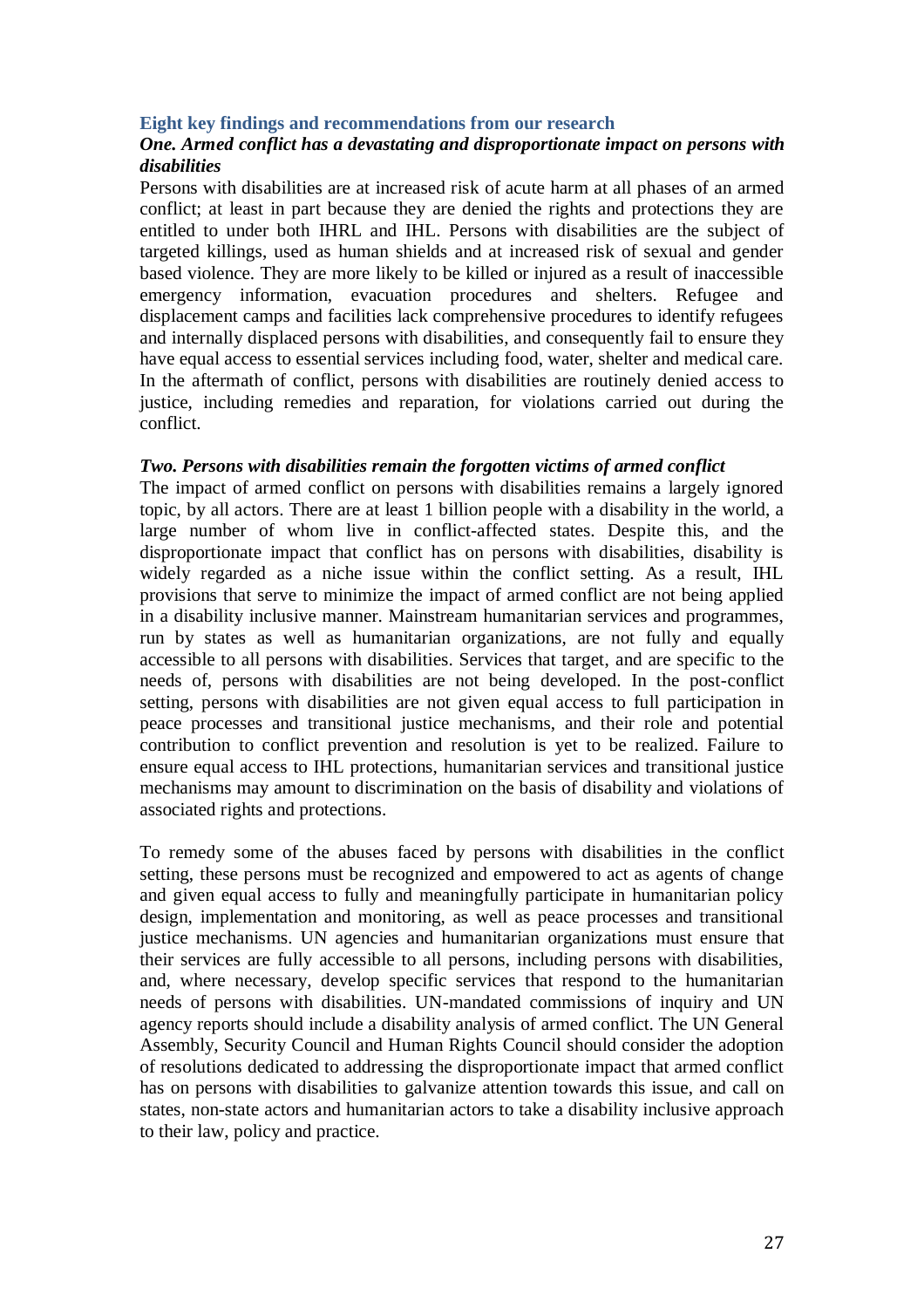## Eight key findings and recommendations from our research

### *One. Armed conflict has a devastating and disproportionate impact on persons with disabilities*

Persons with disabilities are at increased risk of acute harm at all phases of an armed conflict; at least in part because they are denied the rights and protections they are entitled to under both IHRL and IHL. Persons with disabilities are the subject of targeted killings, used as human shields and at increased risk of sexual and gender based violence. They are more likely to be killed or injured as a result of inaccessible emergency information, evacuation procedures and shelters. Refugee and displacement camps and facilities lack comprehensive procedures to identify refugees and internally displaced persons with disabilities, and consequently fail to ensure they have equal access to essential services including food, water, shelter and medical care. In the aftermath of conflict, persons with disabilities are routinely denied access to justice, including remedies and reparation, for violations carried out during the conflict.

### *Two. Persons with disabilities remain the forgotten victims of armed conflict*

The impact of armed conflict on persons with disabilities remains a largely ignored topic, by all actors. There are at least 1 billion people with a disability in the world, a large number of whom live in conflict-affected states. Despite this, and the disproportionate impact that conflict has on persons with disabilities, disability is widely regarded as a niche issue within the conflict setting. As a result, IHL provisions that serve to minimize the impact of armed conflict are not being applied in a disability inclusive manner. Mainstream humanitarian services and programmes, run by states as well as humanitarian organizations, are not fully and equally accessible to all persons with disabilities. Services that target, and are specific to the needs of, persons with disabilities are not being developed. In the post-conflict setting, persons with disabilities are not given equal access to full participation in peace processes and transitional justice mechanisms, and their role and potential contribution to conflict prevention and resolution is yet to be realized. Failure to ensure equal access to IHL protections, humanitarian services and transitional justice mechanisms may amount to discrimination on the basis of disability and violations of associated rights and protections.

To remedy some of the abuses faced by persons with disabilities in the conflict setting, these persons must be recognized and empowered to act as agents of change and given equal access to fully and meaningfully participate in humanitarian policy design, implementation and monitoring, as well as peace processes and transitional justice mechanisms. UN agencies and humanitarian organizations must ensure that their services are fully accessible to all persons, including persons with disabilities, and, where necessary, develop specific services that respond to the humanitarian needs of persons with disabilities. UN-mandated commissions of inquiry and UN agency reports should include a disability analysis of armed conflict. The UN General Assembly, Security Council and Human Rights Council should consider the adoption of resolutions dedicated to addressing the disproportionate impact that armed conflict has on persons with disabilities to galvanize attention towards this issue, and call on states, non-state actors and humanitarian actors to take a disability inclusive approach to their law, policy and practice.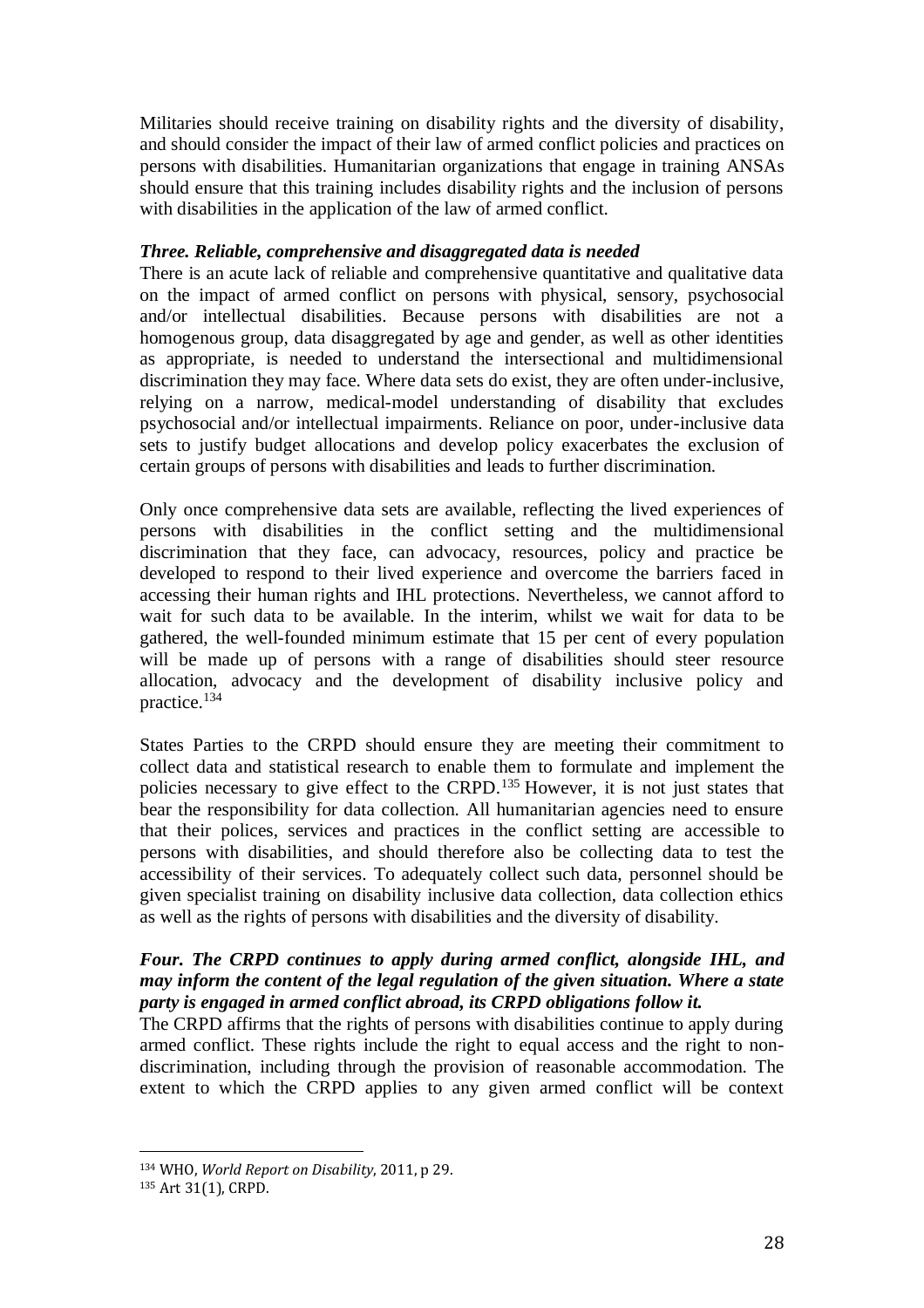Militaries should receive training on disability rights and the diversity of disability, and should consider the impact of their law of armed conflict policies and practices on persons with disabilities. Humanitarian organizations that engage in training ANSAs should ensure that this training includes disability rights and the inclusion of persons with disabilities in the application of the law of armed conflict.

***Three. Reliable, comprehensive and disaggregated data is needed***

There is an acute lack of reliable and comprehensive quantitative and qualitative data on the impact of armed conflict on persons with physical, sensory, psychosocial and/or intellectual disabilities. Because persons with disabilities are not a homogenous group, data disaggregated by age and gender, as well as other identities as appropriate, is needed to understand the intersectional and multidimensional discrimination they may face. Where data sets do exist, they are often under-inclusive, relying on a narrow, medical-model understanding of disability that excludes psychosocial and/or intellectual impairments. Reliance on poor, under-inclusive data sets to justify budget allocations and develop policy exacerbates the exclusion of certain groups of persons with disabilities and leads to further discrimination.

Only once comprehensive data sets are available, reflecting the lived experiences of persons with disabilities in the conflict setting and the multidimensional discrimination that they face, can advocacy, resources, policy and practice be developed to respond to their lived experience and overcome the barriers faced in accessing their human rights and IHL protections. Nevertheless, we cannot afford to wait for such data to be available. In the interim, whilst we wait for data to be gathered, the well-founded minimum estimate that 15 per cent of every population will be made up of persons with a range of disabilities should steer resource allocation, advocacy and the development of disability inclusive policy and practice.[134]

States Parties to the CRPD should ensure they are meeting their commitment to collect data and statistical research to enable them to formulate and implement the policies necessary to give effect to the CRPD.[135] However, it is not just states that bear the responsibility for data collection. All humanitarian agencies need to ensure that their polices, services and practices in the conflict setting are accessible to persons with disabilities, and should therefore also be collecting data to test the accessibility of their services. To adequately collect such data, personnel should be given specialist training on disability inclusive data collection, data collection ethics as well as the rights of persons with disabilities and the diversity of disability.

***Four. The CRPD continues to apply during armed conflict, alongside IHL, and may inform the content of the legal regulation of the given situation. Where a state party is engaged in armed conflict abroad, its CRPD obligations follow it.***

The CRPD affirms that the rights of persons with disabilities continue to apply during armed conflict. These rights include the right to equal access and the right to non-discrimination, including through the provision of reasonable accommodation. The extent to which the CRPD applies to any given armed conflict will be context

---

[134] WHO, *World Report on Disability*, 2011, p 29.

[135] Art 31(1), CRPD.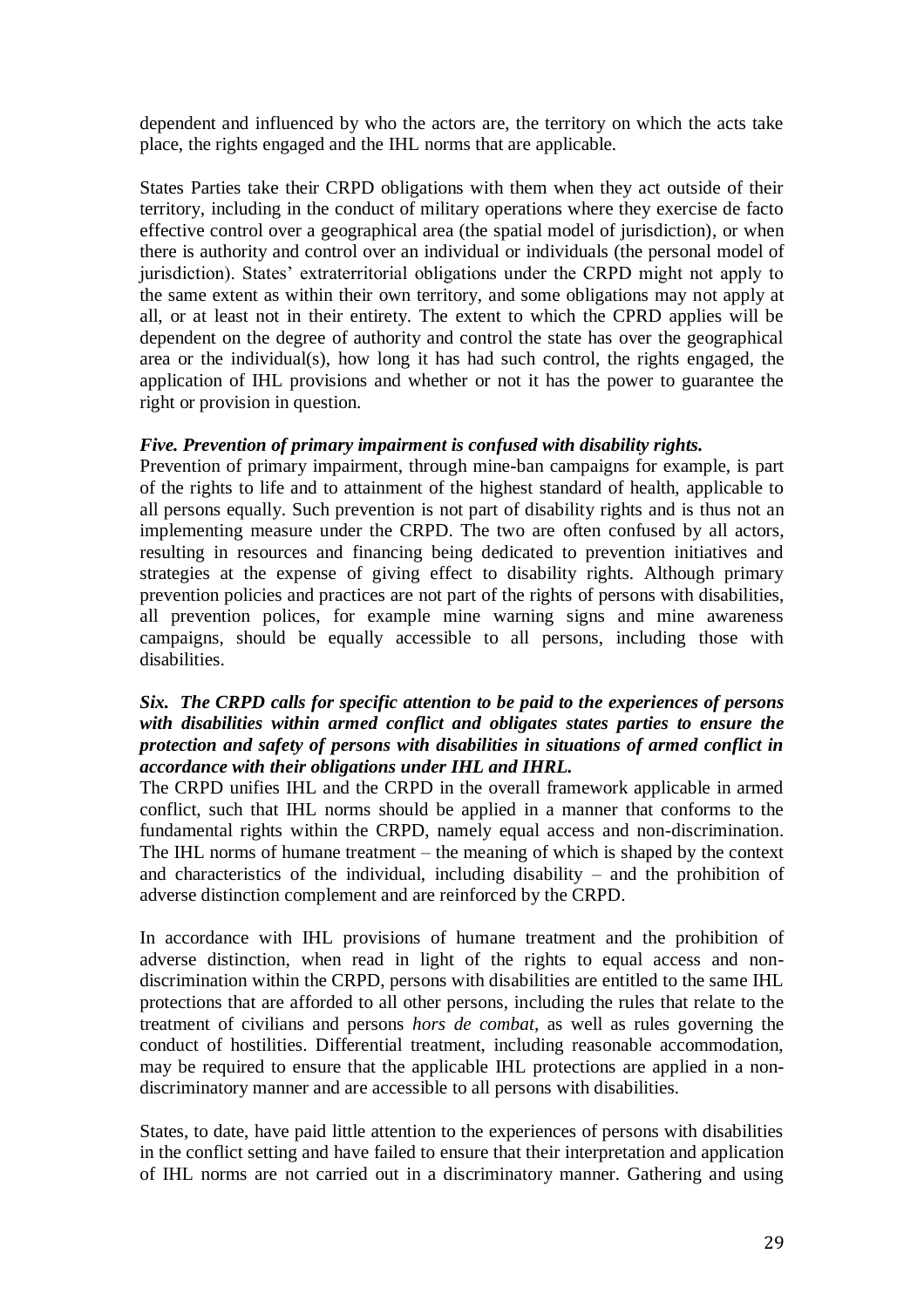dependent and influenced by who the actors are, the territory on which the acts take place, the rights engaged and the IHL norms that are applicable.

States Parties take their CRPD obligations with them when they act outside of their territory, including in the conduct of military operations where they exercise de facto effective control over a geographical area (the spatial model of jurisdiction), or when there is authority and control over an individual or individuals (the personal model of jurisdiction). States' extraterritorial obligations under the CRPD might not apply to the same extent as within their own territory, and some obligations may not apply at all, or at least not in their entirety. The extent to which the CPRD applies will be dependent on the degree of authority and control the state has over the geographical area or the individual(s), how long it has had such control, the rights engaged, the application of IHL provisions and whether or not it has the power to guarantee the right or provision in question.

***Five. Prevention of primary impairment is confused with disability rights.***

Prevention of primary impairment, through mine-ban campaigns for example, is part of the rights to life and to attainment of the highest standard of health, applicable to all persons equally. Such prevention is not part of disability rights and is thus not an implementing measure under the CRPD. The two are often confused by all actors, resulting in resources and financing being dedicated to prevention initiatives and strategies at the expense of giving effect to disability rights. Although primary prevention policies and practices are not part of the rights of persons with disabilities, all prevention polices, for example mine warning signs and mine awareness campaigns, should be equally accessible to all persons, including those with disabilities.

***Six. The CRPD calls for specific attention to be paid to the experiences of persons with disabilities within armed conflict and obligates states parties to ensure the protection and safety of persons with disabilities in situations of armed conflict in accordance with their obligations under IHL and IHRL.***

The CRPD unifies IHL and the CRPD in the overall framework applicable in armed conflict, such that IHL norms should be applied in a manner that conforms to the fundamental rights within the CRPD, namely equal access and non-discrimination. The IHL norms of humane treatment – the meaning of which is shaped by the context and characteristics of the individual, including disability – and the prohibition of adverse distinction complement and are reinforced by the CRPD.

In accordance with IHL provisions of humane treatment and the prohibition of adverse distinction, when read in light of the rights to equal access and non-discrimination within the CRPD, persons with disabilities are entitled to the same IHL protections that are afforded to all other persons, including the rules that relate to the treatment of civilians and persons *hors de combat*, as well as rules governing the conduct of hostilities. Differential treatment, including reasonable accommodation, may be required to ensure that the applicable IHL protections are applied in a non-discriminatory manner and are accessible to all persons with disabilities.

States, to date, have paid little attention to the experiences of persons with disabilities in the conflict setting and have failed to ensure that their interpretation and application of IHL norms are not carried out in a discriminatory manner. Gathering and using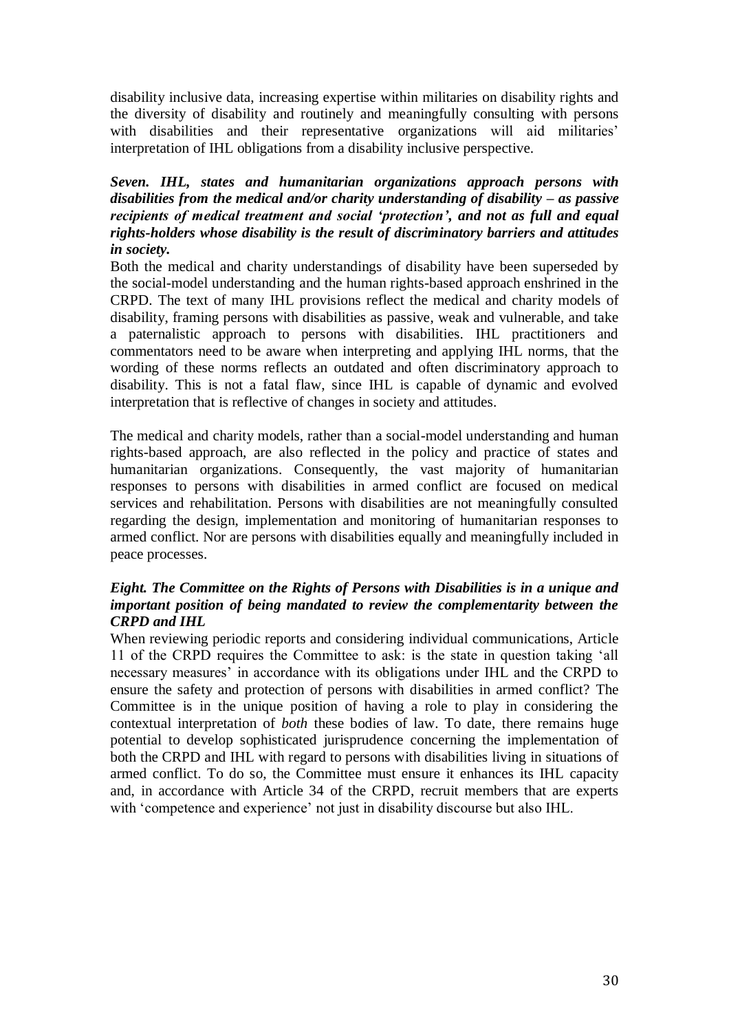disability inclusive data, increasing expertise within militaries on disability rights and the diversity of disability and routinely and meaningfully consulting with persons with disabilities and their representative organizations will aid militaries' interpretation of IHL obligations from a disability inclusive perspective.

***Seven. IHL, states and humanitarian organizations approach persons with disabilities from the medical and/or charity understanding of disability – as passive recipients of medical treatment and social 'protection', and not as full and equal rights-holders whose disability is the result of discriminatory barriers and attitudes in society.***

Both the medical and charity understandings of disability have been superseded by the social-model understanding and the human rights-based approach enshrined in the CRPD. The text of many IHL provisions reflect the medical and charity models of disability, framing persons with disabilities as passive, weak and vulnerable, and take a paternalistic approach to persons with disabilities. IHL practitioners and commentators need to be aware when interpreting and applying IHL norms, that the wording of these norms reflects an outdated and often discriminatory approach to disability. This is not a fatal flaw, since IHL is capable of dynamic and evolved interpretation that is reflective of changes in society and attitudes.

The medical and charity models, rather than a social-model understanding and human rights-based approach, are also reflected in the policy and practice of states and humanitarian organizations. Consequently, the vast majority of humanitarian responses to persons with disabilities in armed conflict are focused on medical services and rehabilitation. Persons with disabilities are not meaningfully consulted regarding the design, implementation and monitoring of humanitarian responses to armed conflict. Nor are persons with disabilities equally and meaningfully included in peace processes.

***Eight. The Committee on the Rights of Persons with Disabilities is in a unique and important position of being mandated to review the complementarity between the CRPD and IHL***

When reviewing periodic reports and considering individual communications, Article 11 of the CRPD requires the Committee to ask: is the state in question taking 'all necessary measures' in accordance with its obligations under IHL and the CRPD to ensure the safety and protection of persons with disabilities in armed conflict? The Committee is in the unique position of having a role to play in considering the contextual interpretation of *both* these bodies of law. To date, there remains huge potential to develop sophisticated jurisprudence concerning the implementation of both the CRPD and IHL with regard to persons with disabilities living in situations of armed conflict. To do so, the Committee must ensure it enhances its IHL capacity and, in accordance with Article 34 of the CRPD, recruit members that are experts with 'competence and experience' not just in disability discourse but also IHL.